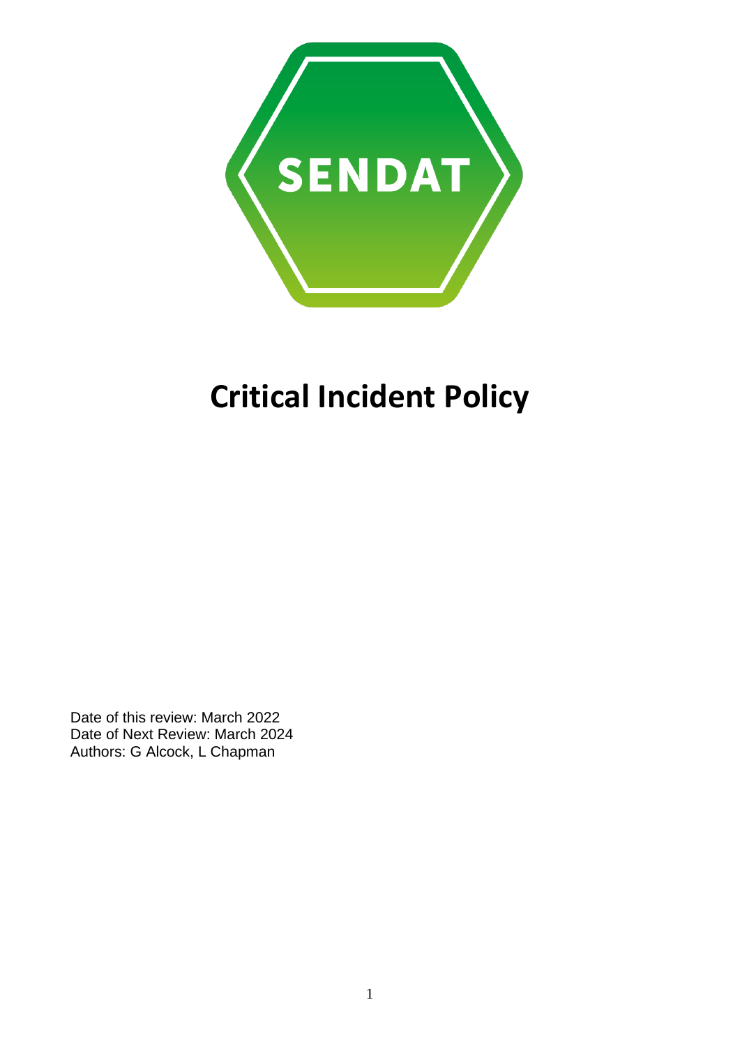SENDAT

# Critical Incident Policy

Date of this review: March 2022
Date of Next Review: March 2024
Authors: G Alcock, L Chapman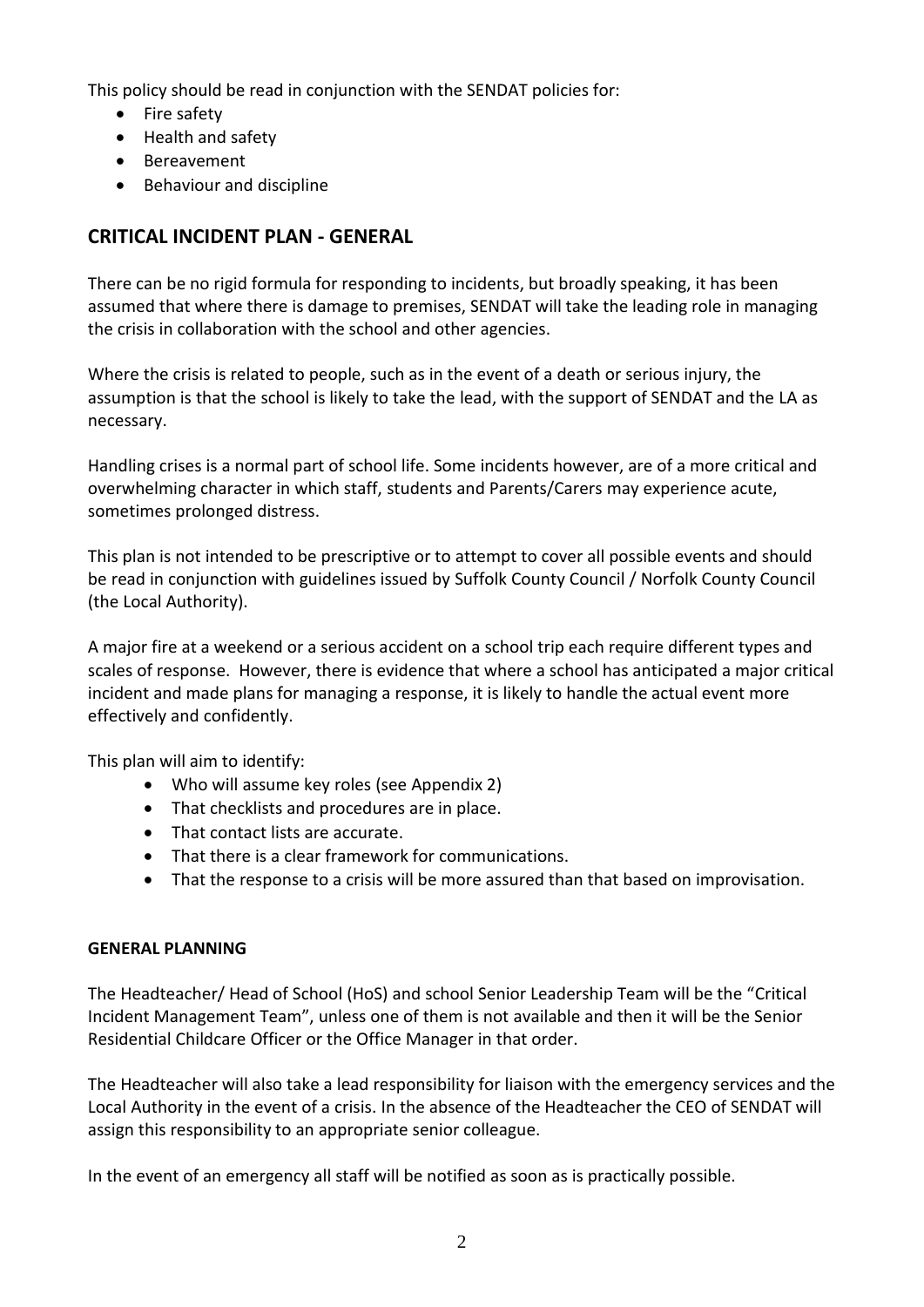This policy should be read in conjunction with the SENDAT policies for:

- Fire safety
- Health and safety
- Bereavement
- Behaviour and discipline

## CRITICAL INCIDENT PLAN - GENERAL

There can be no rigid formula for responding to incidents, but broadly speaking, it has been assumed that where there is damage to premises, SENDAT will take the leading role in managing the crisis in collaboration with the school and other agencies.

Where the crisis is related to people, such as in the event of a death or serious injury, the assumption is that the school is likely to take the lead, with the support of SENDAT and the LA as necessary.

Handling crises is a normal part of school life. Some incidents however, are of a more critical and overwhelming character in which staff, students and Parents/Carers may experience acute, sometimes prolonged distress.

This plan is not intended to be prescriptive or to attempt to cover all possible events and should be read in conjunction with guidelines issued by Suffolk County Council / Norfolk County Council (the Local Authority).

A major fire at a weekend or a serious accident on a school trip each require different types and scales of response. However, there is evidence that where a school has anticipated a major critical incident and made plans for managing a response, it is likely to handle the actual event more effectively and confidently.

This plan will aim to identify:

- Who will assume key roles (see Appendix 2)
- That checklists and procedures are in place.
- That contact lists are accurate.
- That there is a clear framework for communications.
- That the response to a crisis will be more assured than that based on improvisation.

**GENERAL PLANNING**

The Headteacher/ Head of School (HoS) and school Senior Leadership Team will be the "Critical Incident Management Team", unless one of them is not available and then it will be the Senior Residential Childcare Officer or the Office Manager in that order.

The Headteacher will also take a lead responsibility for liaison with the emergency services and the Local Authority in the event of a crisis. In the absence of the Headteacher the CEO of SENDAT will assign this responsibility to an appropriate senior colleague.

In the event of an emergency all staff will be notified as soon as is practically possible.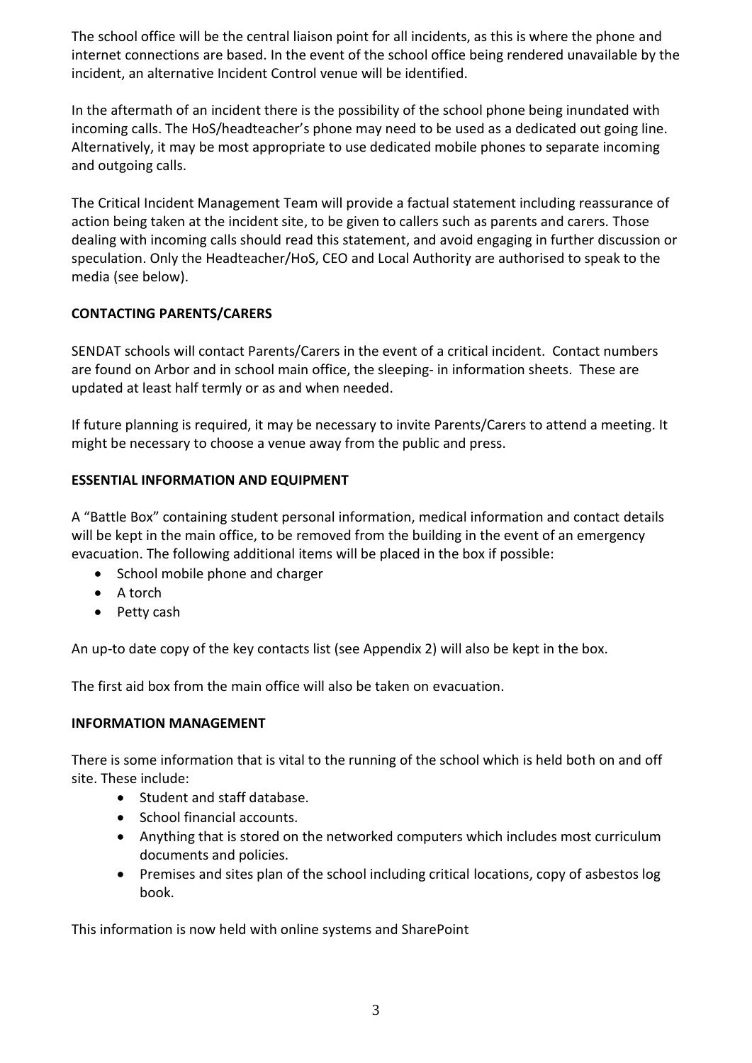The school office will be the central liaison point for all incidents, as this is where the phone and internet connections are based. In the event of the school office being rendered unavailable by the incident, an alternative Incident Control venue will be identified.

In the aftermath of an incident there is the possibility of the school phone being inundated with incoming calls. The HoS/headteacher's phone may need to be used as a dedicated out going line. Alternatively, it may be most appropriate to use dedicated mobile phones to separate incoming and outgoing calls.

The Critical Incident Management Team will provide a factual statement including reassurance of action being taken at the incident site, to be given to callers such as parents and carers. Those dealing with incoming calls should read this statement, and avoid engaging in further discussion or speculation. Only the Headteacher/HoS, CEO and Local Authority are authorised to speak to the media (see below).

**CONTACTING PARENTS/CARERS**

SENDAT schools will contact Parents/Carers in the event of a critical incident. Contact numbers are found on Arbor and in school main office, the sleeping- in information sheets. These are updated at least half termly or as and when needed.

If future planning is required, it may be necessary to invite Parents/Carers to attend a meeting. It might be necessary to choose a venue away from the public and press.

**ESSENTIAL INFORMATION AND EQUIPMENT**

A "Battle Box" containing student personal information, medical information and contact details will be kept in the main office, to be removed from the building in the event of an emergency evacuation. The following additional items will be placed in the box if possible:

- School mobile phone and charger
- A torch
- Petty cash

An up-to date copy of the key contacts list (see Appendix 2) will also be kept in the box.

The first aid box from the main office will also be taken on evacuation.

**INFORMATION MANAGEMENT**

There is some information that is vital to the running of the school which is held both on and off site. These include:

- Student and staff database.
- School financial accounts.
- Anything that is stored on the networked computers which includes most curriculum documents and policies.
- Premises and sites plan of the school including critical locations, copy of asbestos log book.

This information is now held with online systems and SharePoint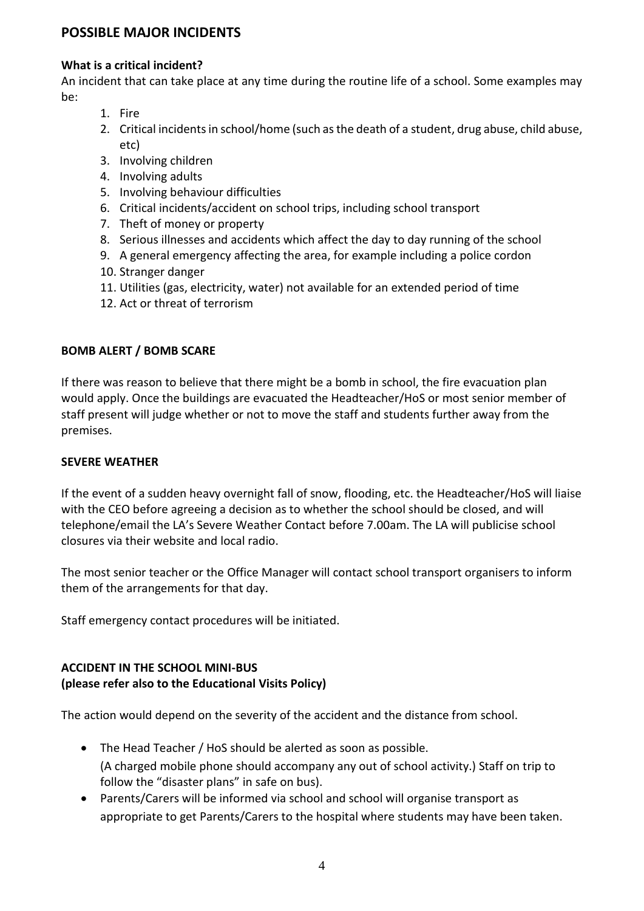## POSSIBLE MAJOR INCIDENTS

**What is a critical incident?**

An incident that can take place at any time during the routine life of a school. Some examples may be:

1. Fire
2. Critical incidents in school/home (such as the death of a student, drug abuse, child abuse, etc)
3. Involving children
4. Involving adults
5. Involving behaviour difficulties
6. Critical incidents/accident on school trips, including school transport
7. Theft of money or property
8. Serious illnesses and accidents which affect the day to day running of the school
9. A general emergency affecting the area, for example including a police cordon
10. Stranger danger
11. Utilities (gas, electricity, water) not available for an extended period of time
12. Act or threat of terrorism

**BOMB ALERT / BOMB SCARE**

If there was reason to believe that there might be a bomb in school, the fire evacuation plan would apply. Once the buildings are evacuated the Headteacher/HoS or most senior member of staff present will judge whether or not to move the staff and students further away from the premises.

**SEVERE WEATHER**

If the event of a sudden heavy overnight fall of snow, flooding, etc. the Headteacher/HoS will liaise with the CEO before agreeing a decision as to whether the school should be closed, and will telephone/email the LA's Severe Weather Contact before 7.00am. The LA will publicise school closures via their website and local radio.

The most senior teacher or the Office Manager will contact school transport organisers to inform them of the arrangements for that day.

Staff emergency contact procedures will be initiated.

**ACCIDENT IN THE SCHOOL MINI-BUS**
**(please refer also to the Educational Visits Policy)**

The action would depend on the severity of the accident and the distance from school.

- The Head Teacher / HoS should be alerted as soon as possible. (A charged mobile phone should accompany any out of school activity.) Staff on trip to follow the "disaster plans" in safe on bus).
- Parents/Carers will be informed via school and school will organise transport as appropriate to get Parents/Carers to the hospital where students may have been taken.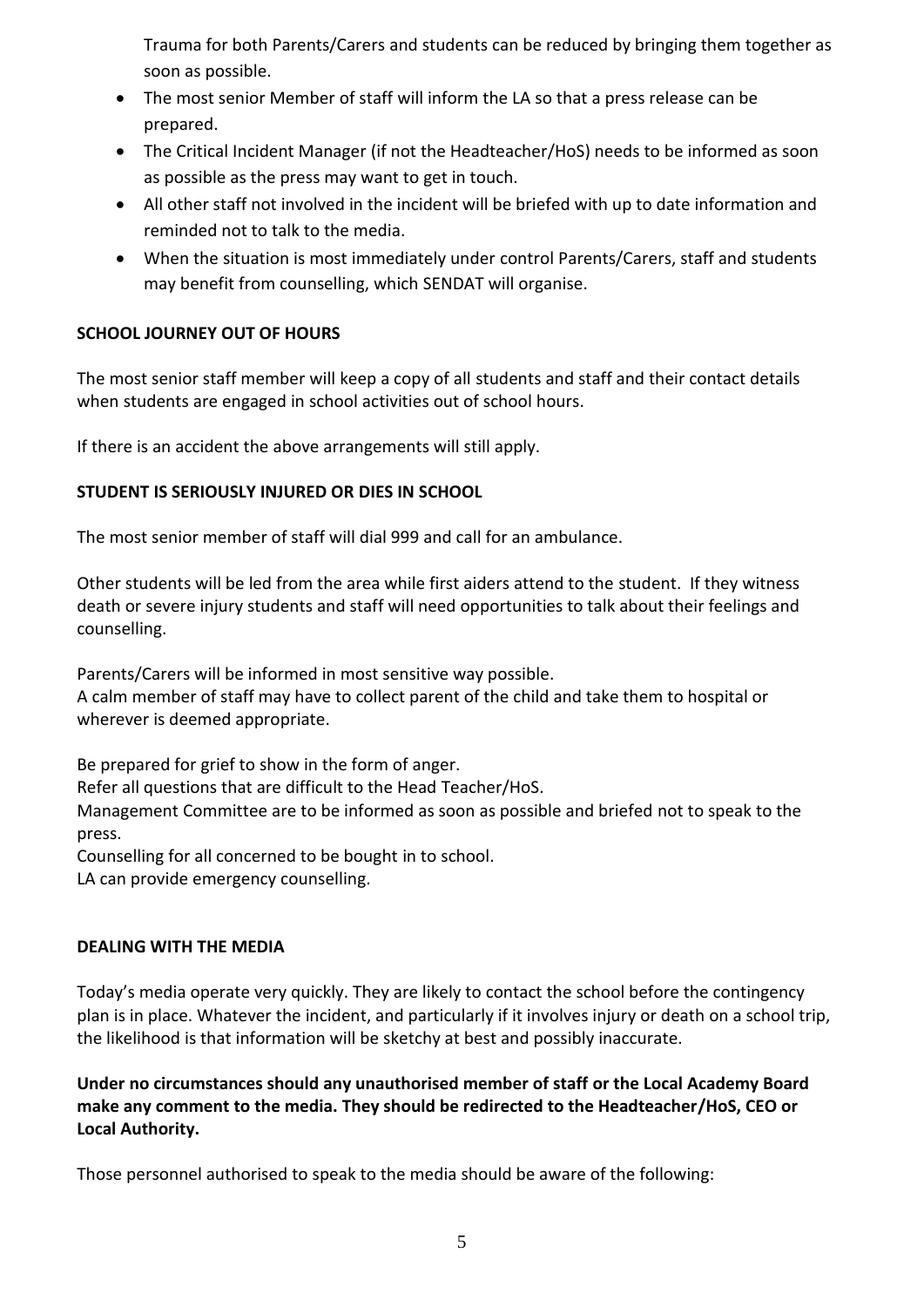Trauma for both Parents/Carers and students can be reduced by bringing them together as soon as possible.

- The most senior Member of staff will inform the LA so that a press release can be prepared.
- The Critical Incident Manager (if not the Headteacher/HoS) needs to be informed as soon as possible as the press may want to get in touch.
- All other staff not involved in the incident will be briefed with up to date information and reminded not to talk to the media.
- When the situation is most immediately under control Parents/Carers, staff and students may benefit from counselling, which SENDAT will organise.

**SCHOOL JOURNEY OUT OF HOURS**

The most senior staff member will keep a copy of all students and staff and their contact details when students are engaged in school activities out of school hours.

If there is an accident the above arrangements will still apply.

**STUDENT IS SERIOUSLY INJURED OR DIES IN SCHOOL**

The most senior member of staff will dial 999 and call for an ambulance.

Other students will be led from the area while first aiders attend to the student. If they witness death or severe injury students and staff will need opportunities to talk about their feelings and counselling.

Parents/Carers will be informed in most sensitive way possible.
A calm member of staff may have to collect parent of the child and take them to hospital or wherever is deemed appropriate.

Be prepared for grief to show in the form of anger.
Refer all questions that are difficult to the Head Teacher/HoS.
Management Committee are to be informed as soon as possible and briefed not to speak to the press.
Counselling for all concerned to be bought in to school.
LA can provide emergency counselling.

**DEALING WITH THE MEDIA**

Today's media operate very quickly. They are likely to contact the school before the contingency plan is in place. Whatever the incident, and particularly if it involves injury or death on a school trip, the likelihood is that information will be sketchy at best and possibly inaccurate.

**Under no circumstances should any unauthorised member of staff or the Local Academy Board make any comment to the media. They should be redirected to the Headteacher/HoS, CEO or Local Authority.**

Those personnel authorised to speak to the media should be aware of the following: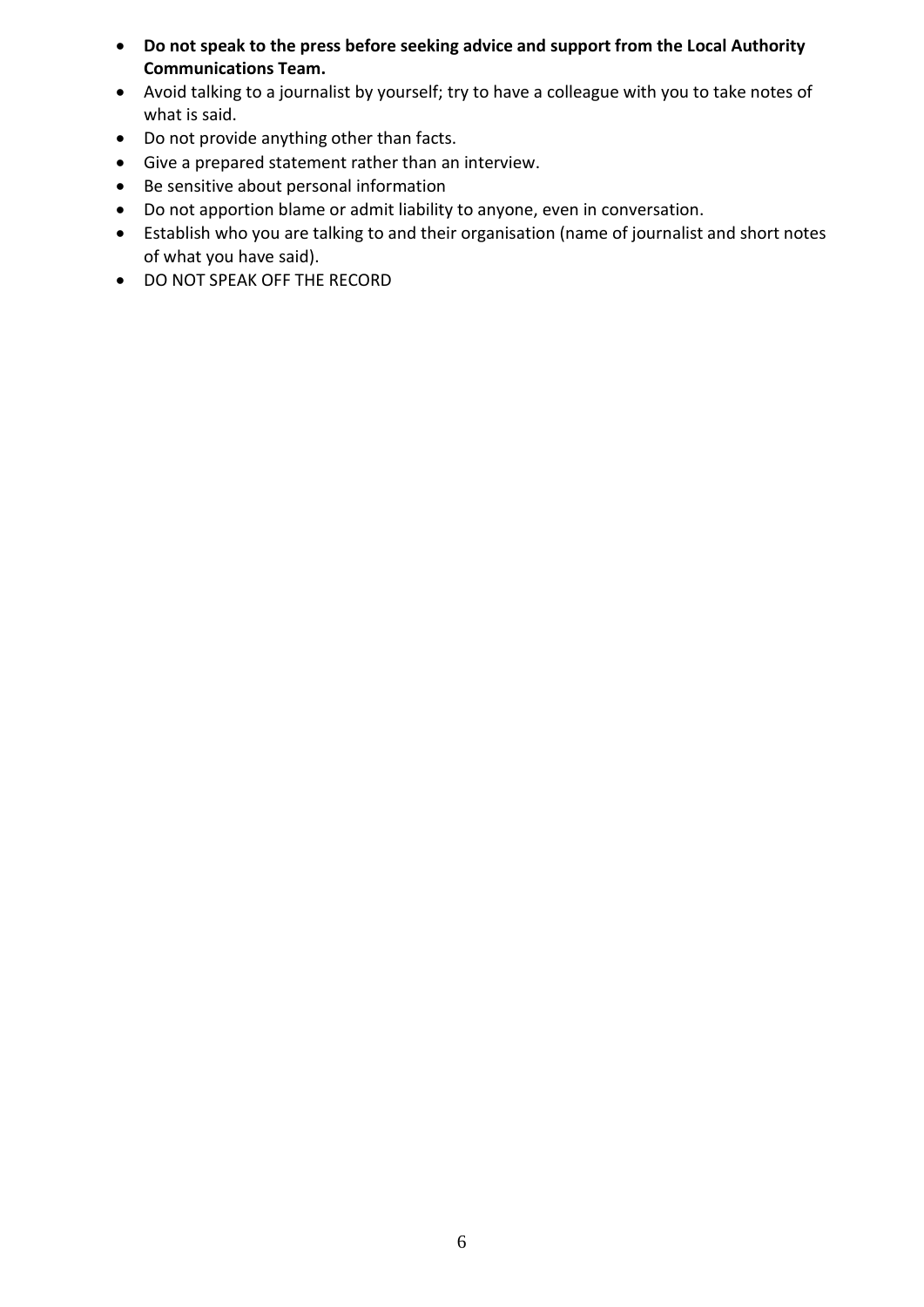- **Do not speak to the press before seeking advice and support from the Local Authority Communications Team.**
- Avoid talking to a journalist by yourself; try to have a colleague with you to take notes of what is said.
- Do not provide anything other than facts.
- Give a prepared statement rather than an interview.
- Be sensitive about personal information
- Do not apportion blame or admit liability to anyone, even in conversation.
- Establish who you are talking to and their organisation (name of journalist and short notes of what you have said).
- DO NOT SPEAK OFF THE RECORD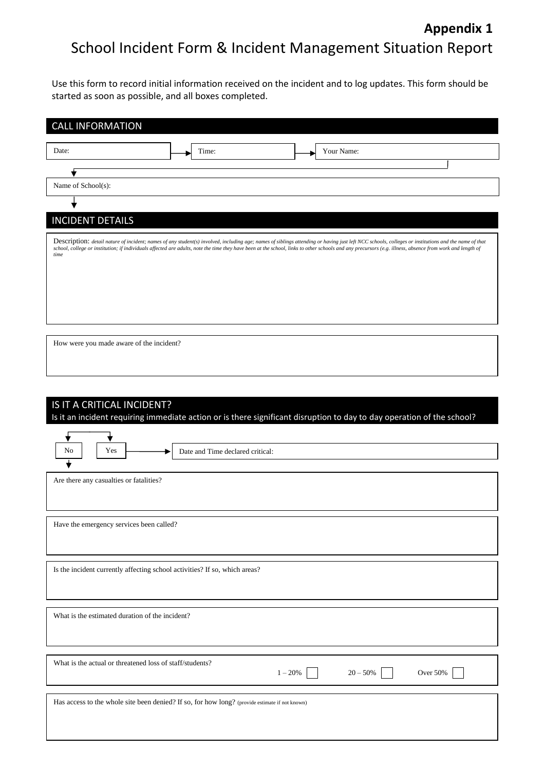**Appendix 1**

# School Incident Form & Incident Management Situation Report

Use this form to record initial information received on the incident and to log updates. This form should be started as soon as possible, and all boxes completed.

## CALL INFORMATION

Date: → Time: → Your Name:

Name of School(s):

## INCIDENT DETAILS

Description: *detail nature of incident; names of any student(s) involved, including age; names of siblings attending or having just left NCC schools, colleges or institutions and the name of that school, college or institution; if individuals affected are adults, note the time they have been at the school, links to other schools and any precursors (e.g. illness, absence from work and length of time*

How were you made aware of the incident?

## IS IT A CRITICAL INCIDENT?

Is it an incident requiring immediate action or is there significant disruption to day to day operation of the school?

No | Yes → Date and Time declared critical:

Are there any casualties or fatalities?

Have the emergency services been called?

Is the incident currently affecting school activities? If so, which areas?

What is the estimated duration of the incident?

What is the actual or threatened loss of staff/students? 1 – 20% ☐ 20 – 50% ☐ Over 50% ☐

Has access to the whole site been denied? If so, for how long? (provide estimate if not known)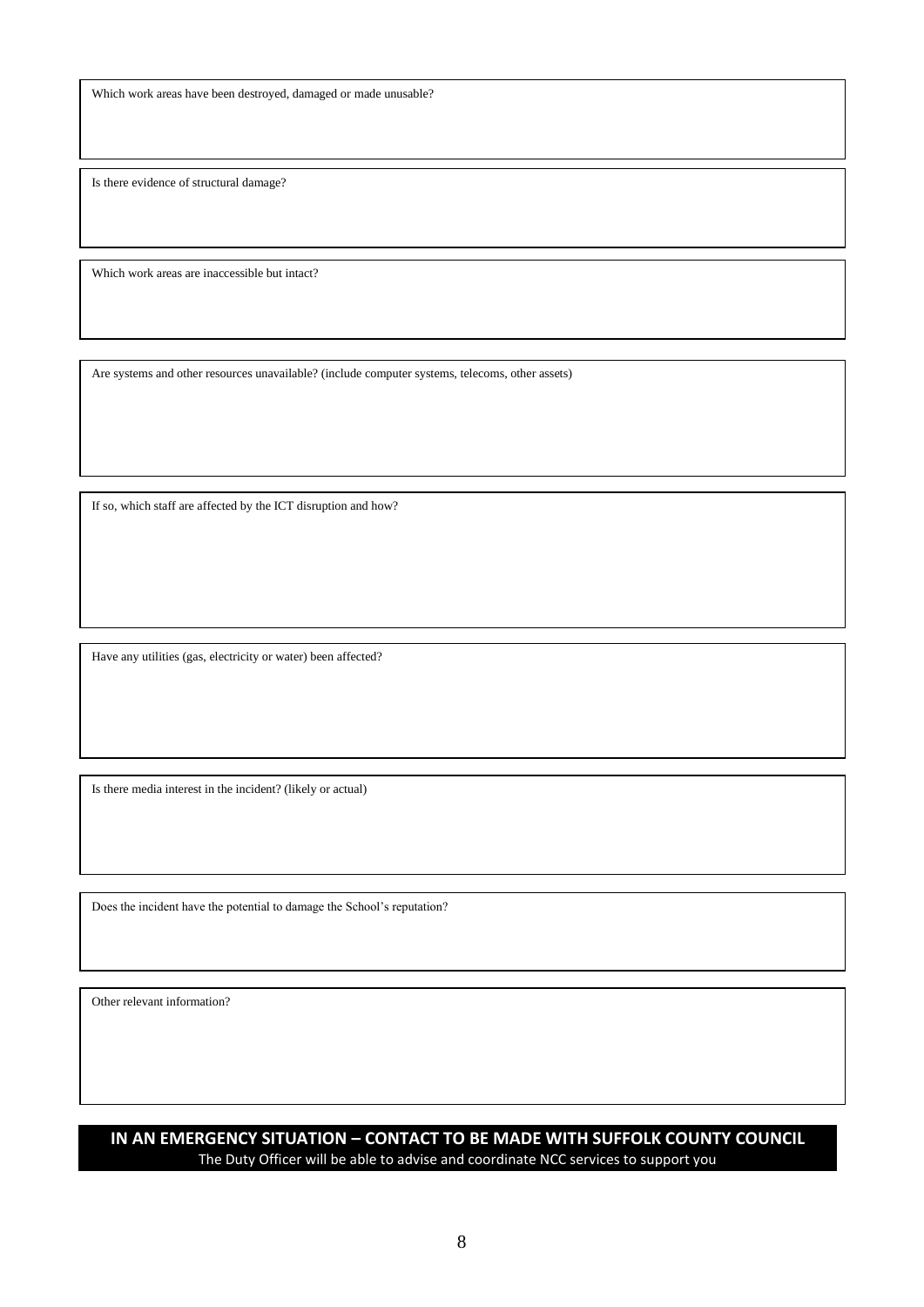Which work areas have been destroyed, damaged or made unusable?

Is there evidence of structural damage?

Which work areas are inaccessible but intact?

Are systems and other resources unavailable? (include computer systems, telecoms, other assets)

If so, which staff are affected by the ICT disruption and how?

Have any utilities (gas, electricity or water) been affected?

Is there media interest in the incident? (likely or actual)

Does the incident have the potential to damage the School's reputation?

Other relevant information?

**IN AN EMERGENCY SITUATION – CONTACT TO BE MADE WITH SUFFOLK COUNTY COUNCIL**

The Duty Officer will be able to advise and coordinate NCC services to support you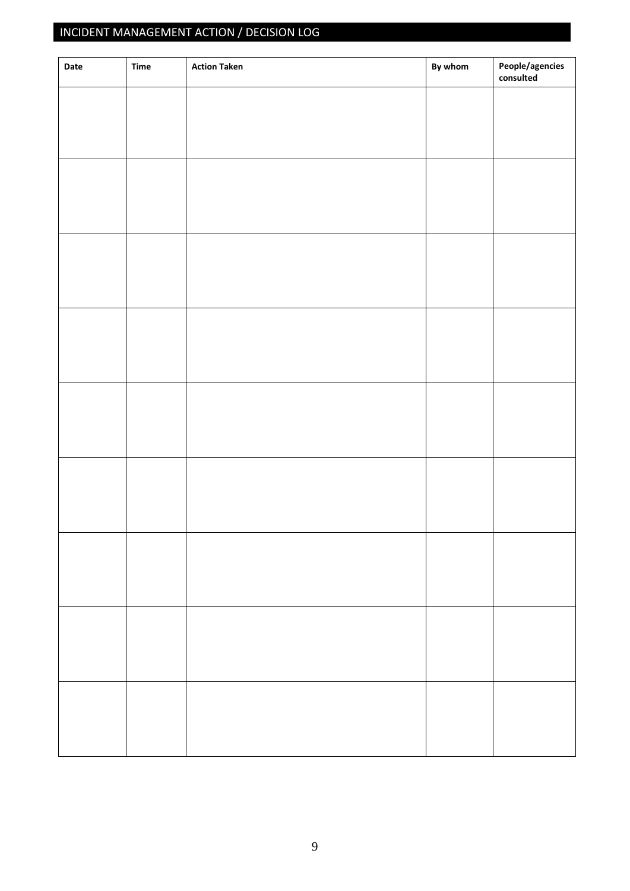# INCIDENT MANAGEMENT ACTION / DECISION LOG

| Date | Time | Action Taken | By whom | People/agencies consulted |
|---|---|---|---|---|
| | | | | |
| | | | | |
| | | | | |
| | | | | |
| | | | | |
| | | | | |
| | | | | |
| | | | | |
| | | | | |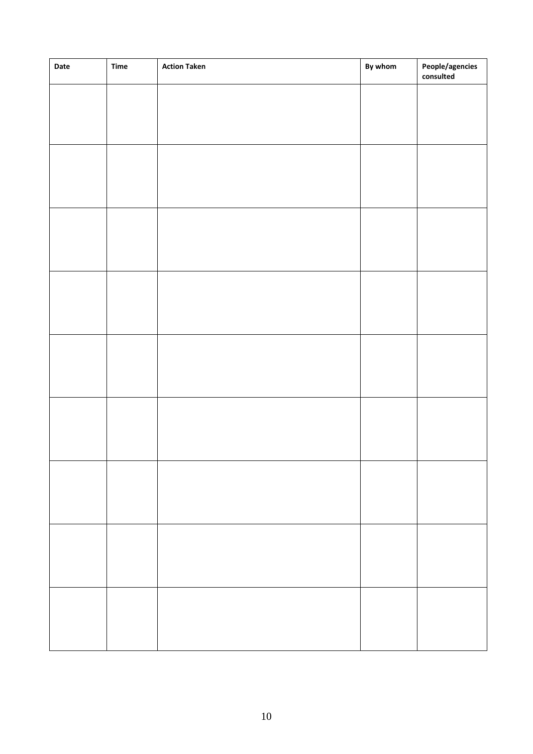| Date | Time | Action Taken | By whom | People/agencies consulted |
|---|---|---|---|---|
| | | | | |
| | | | | |
| | | | | |
| | | | | |
| | | | | |
| | | | | |
| | | | | |
| | | | | |
| | | | | |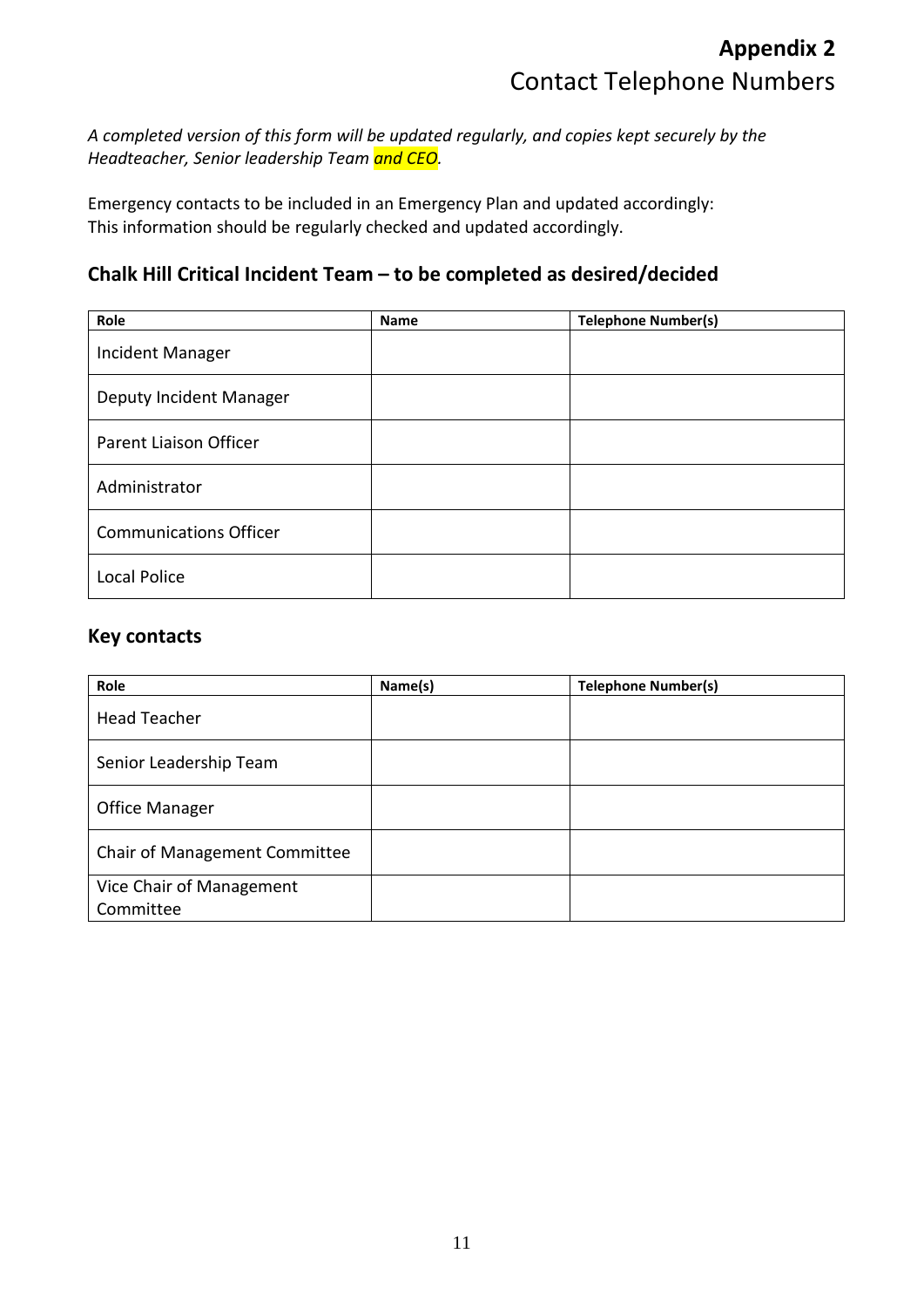# **Appendix 2**
## Contact Telephone Numbers

*A completed version of this form will be updated regularly, and copies kept securely by the Headteacher, Senior leadership Team and CEO.*

Emergency contacts to be included in an Emergency Plan and updated accordingly:
This information should be regularly checked and updated accordingly.

### Chalk Hill Critical Incident Team – to be completed as desired/decided

| Role | Name | Telephone Number(s) |
|---|---|---|
| Incident Manager | | |
| Deputy Incident Manager | | |
| Parent Liaison Officer | | |
| Administrator | | |
| Communications Officer | | |
| Local Police | | |

### Key contacts

| Role | Name(s) | Telephone Number(s) |
|---|---|---|
| Head Teacher | | |
| Senior Leadership Team | | |
| Office Manager | | |
| Chair of Management Committee | | |
| Vice Chair of Management Committee | | |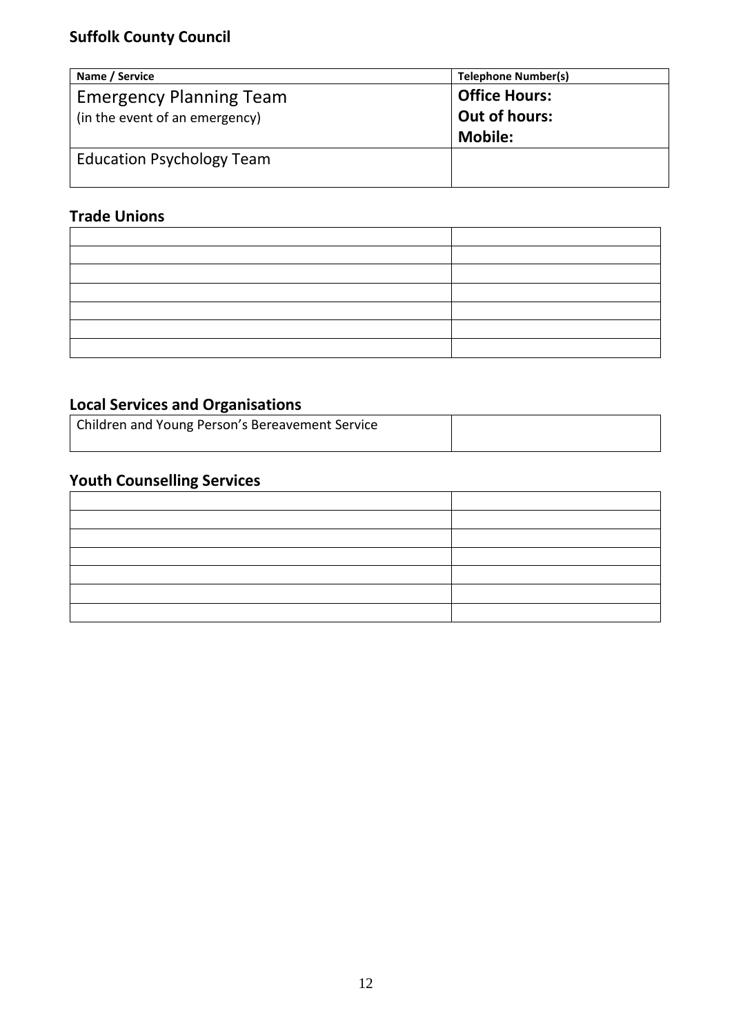### Suffolk County Council

| Name / Service | Telephone Number(s) |
|---|---|
| Emergency Planning Team<br>(in the event of an emergency) | **Office Hours:**<br>**Out of hours:**<br>**Mobile:** |
| Education Psychology Team | |

### Trade Unions

| | |
|---|---|
| | |
| | |
| | |
| | |
| | |
| | |

### Local Services and Organisations

| | |
|---|---|
| Children and Young Person's Bereavement Service | |

### Youth Counselling Services

| | |
|---|---|
| | |
| | |
| | |
| | |
| | |
| | |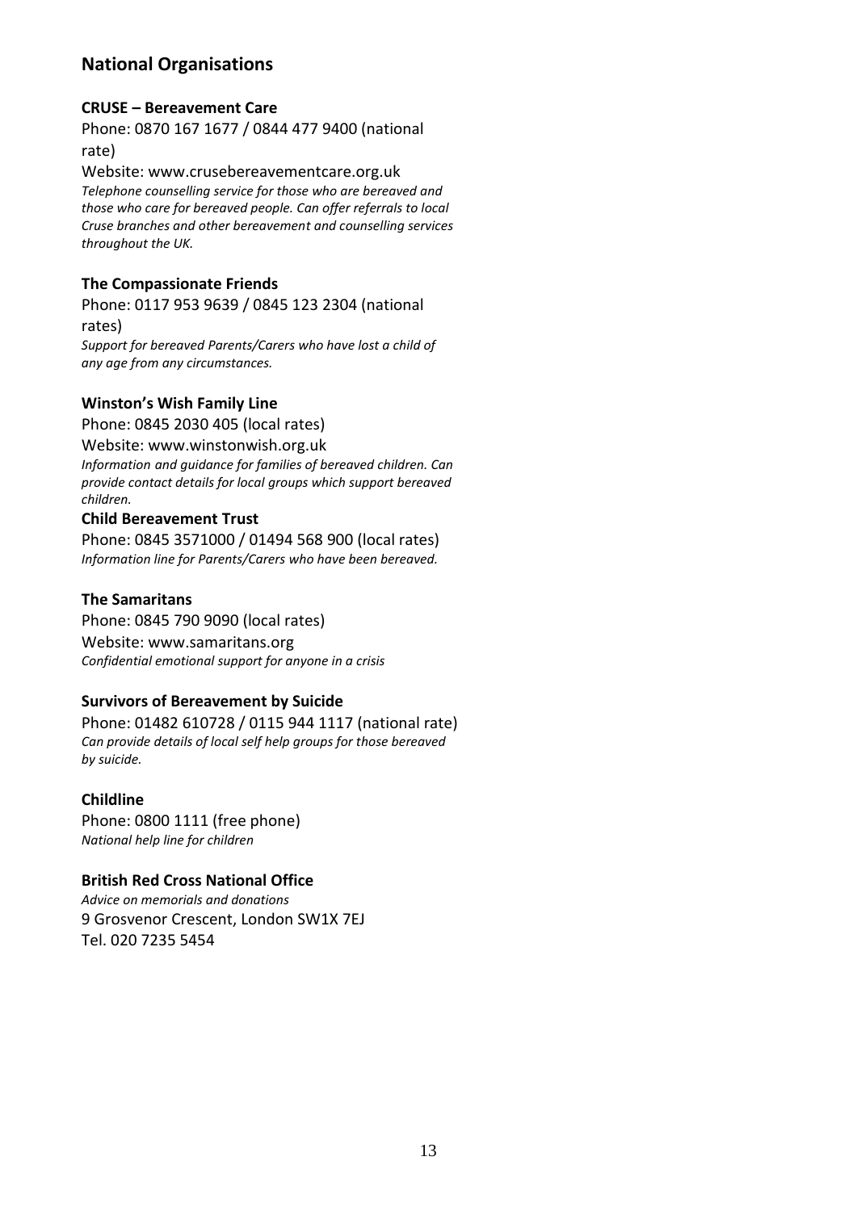## National Organisations

**CRUSE – Bereavement Care**

Phone: 0870 167 1677 / 0844 477 9400 (national rate)

Website: www.crusebereavementcare.org.uk

*Telephone counselling service for those who are bereaved and those who care for bereaved people. Can offer referrals to local Cruse branches and other bereavement and counselling services throughout the UK.*

**The Compassionate Friends**

Phone: 0117 953 9639 / 0845 123 2304 (national rates)

*Support for bereaved Parents/Carers who have lost a child of any age from any circumstances.*

**Winston's Wish Family Line**

Phone: 0845 2030 405 (local rates)

Website: www.winstonwish.org.uk

*Information and guidance for families of bereaved children. Can provide contact details for local groups which support bereaved children.*

**Child Bereavement Trust**

Phone: 0845 3571000 / 01494 568 900 (local rates)

*Information line for Parents/Carers who have been bereaved.*

**The Samaritans**

Phone: 0845 790 9090 (local rates)

Website: www.samaritans.org

*Confidential emotional support for anyone in a crisis*

**Survivors of Bereavement by Suicide**

Phone: 01482 610728 / 0115 944 1117 (national rate)

*Can provide details of local self help groups for those bereaved by suicide.*

**Childline**

Phone: 0800 1111 (free phone)

*National help line for children*

**British Red Cross National Office**

*Advice on memorials and donations*

9 Grosvenor Crescent, London SW1X 7EJ

Tel. 020 7235 5454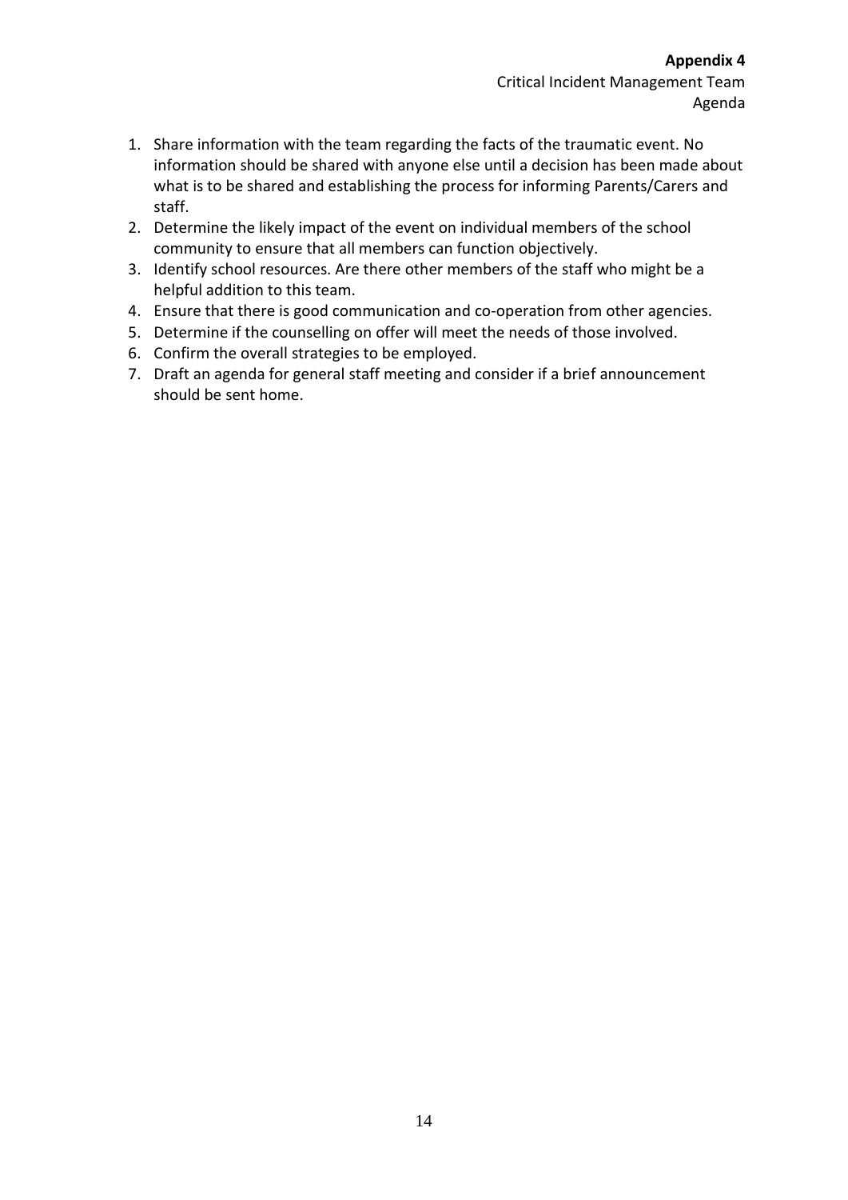**Appendix 4**

Critical Incident Management Team

Agenda

1. Share information with the team regarding the facts of the traumatic event. No information should be shared with anyone else until a decision has been made about what is to be shared and establishing the process for informing Parents/Carers and staff.
2. Determine the likely impact of the event on individual members of the school community to ensure that all members can function objectively.
3. Identify school resources. Are there other members of the staff who might be a helpful addition to this team.
4. Ensure that there is good communication and co-operation from other agencies.
5. Determine if the counselling on offer will meet the needs of those involved.
6. Confirm the overall strategies to be employed.
7. Draft an agenda for general staff meeting and consider if a brief announcement should be sent home.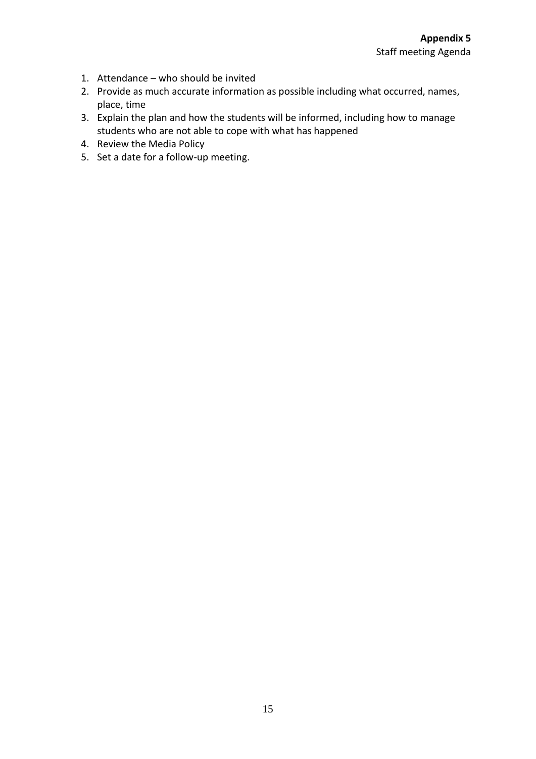**Appendix 5**

Staff meeting Agenda

1. Attendance – who should be invited
2. Provide as much accurate information as possible including what occurred, names, place, time
3. Explain the plan and how the students will be informed, including how to manage students who are not able to cope with what has happened
4. Review the Media Policy
5. Set a date for a follow-up meeting.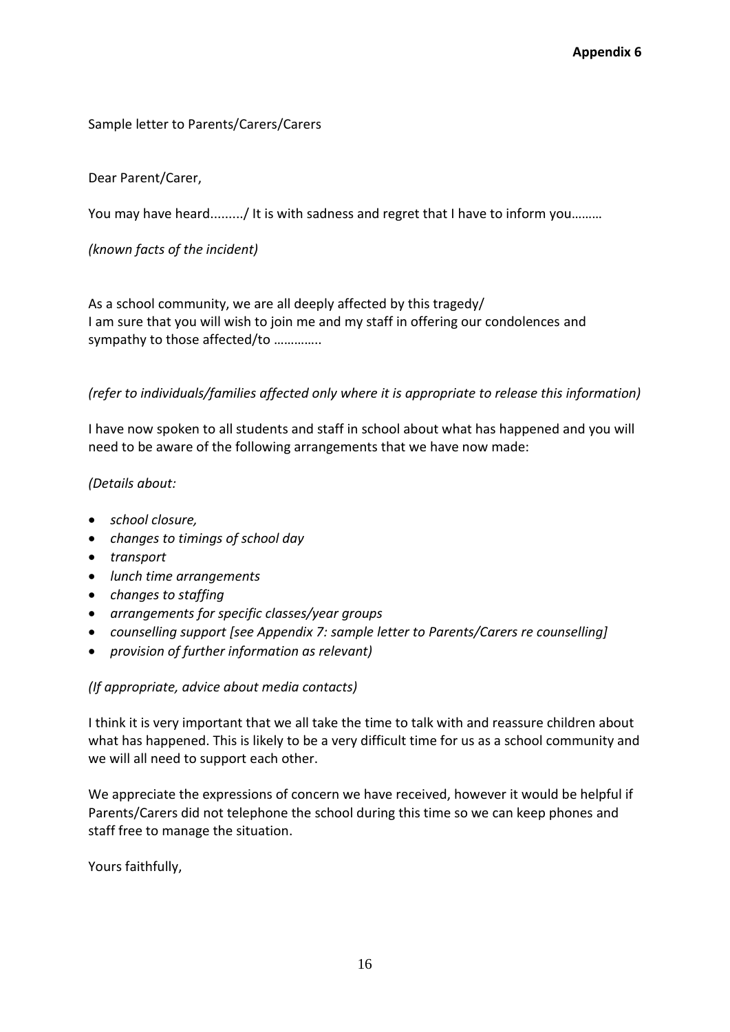**Appendix 6**

Sample letter to Parents/Carers/Carers

Dear Parent/Carer,

You may have heard........./ It is with sadness and regret that I have to inform you………

*(known facts of the incident)*

As a school community, we are all deeply affected by this tragedy/
I am sure that you will wish to join me and my staff in offering our condolences and sympathy to those affected/to …………..

*(refer to individuals/families affected only where it is appropriate to release this information)*

I have now spoken to all students and staff in school about what has happened and you will need to be aware of the following arrangements that we have now made:

*(Details about:*

- *school closure,*
- *changes to timings of school day*
- *transport*
- *lunch time arrangements*
- *changes to staffing*
- *arrangements for specific classes/year groups*
- *counselling support [see Appendix 7: sample letter to Parents/Carers re counselling]*
- *provision of further information as relevant)*

*(If appropriate, advice about media contacts)*

I think it is very important that we all take the time to talk with and reassure children about what has happened. This is likely to be a very difficult time for us as a school community and we will all need to support each other.

We appreciate the expressions of concern we have received, however it would be helpful if Parents/Carers did not telephone the school during this time so we can keep phones and staff free to manage the situation.

Yours faithfully,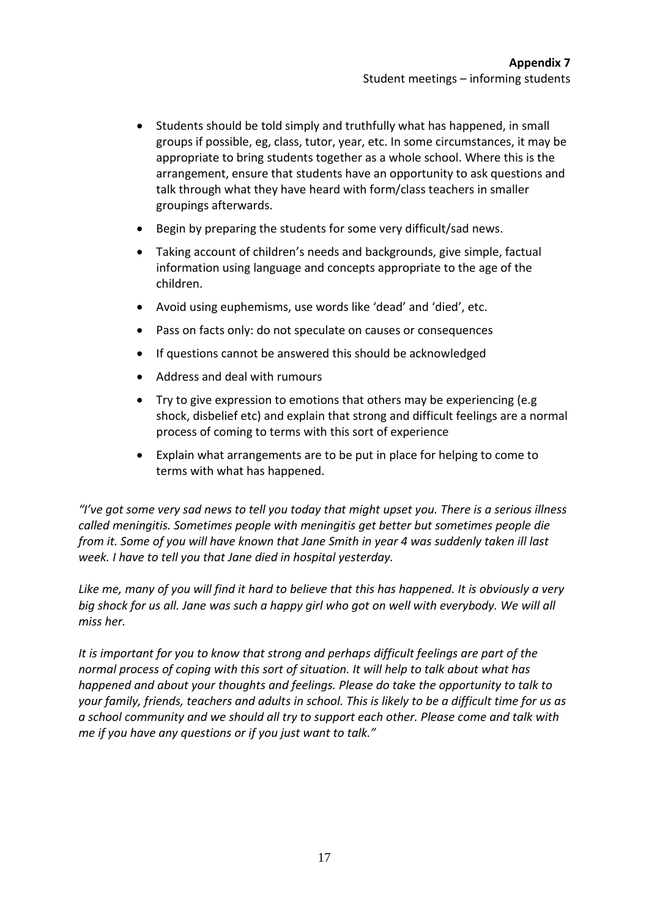**Appendix 7**

Student meetings – informing students

- Students should be told simply and truthfully what has happened, in small groups if possible, eg, class, tutor, year, etc. In some circumstances, it may be appropriate to bring students together as a whole school. Where this is the arrangement, ensure that students have an opportunity to ask questions and talk through what they have heard with form/class teachers in smaller groupings afterwards.
- Begin by preparing the students for some very difficult/sad news.
- Taking account of children's needs and backgrounds, give simple, factual information using language and concepts appropriate to the age of the children.
- Avoid using euphemisms, use words like 'dead' and 'died', etc.
- Pass on facts only: do not speculate on causes or consequences
- If questions cannot be answered this should be acknowledged
- Address and deal with rumours
- Try to give expression to emotions that others may be experiencing (e.g shock, disbelief etc) and explain that strong and difficult feelings are a normal process of coming to terms with this sort of experience
- Explain what arrangements are to be put in place for helping to come to terms with what has happened.

*"I've got some very sad news to tell you today that might upset you. There is a serious illness called meningitis. Sometimes people with meningitis get better but sometimes people die from it. Some of you will have known that Jane Smith in year 4 was suddenly taken ill last week. I have to tell you that Jane died in hospital yesterday.*

*Like me, many of you will find it hard to believe that this has happened. It is obviously a very big shock for us all. Jane was such a happy girl who got on well with everybody. We will all miss her.*

*It is important for you to know that strong and perhaps difficult feelings are part of the normal process of coping with this sort of situation. It will help to talk about what has happened and about your thoughts and feelings. Please do take the opportunity to talk to your family, friends, teachers and adults in school. This is likely to be a difficult time for us as a school community and we should all try to support each other. Please come and talk with me if you have any questions or if you just want to talk."*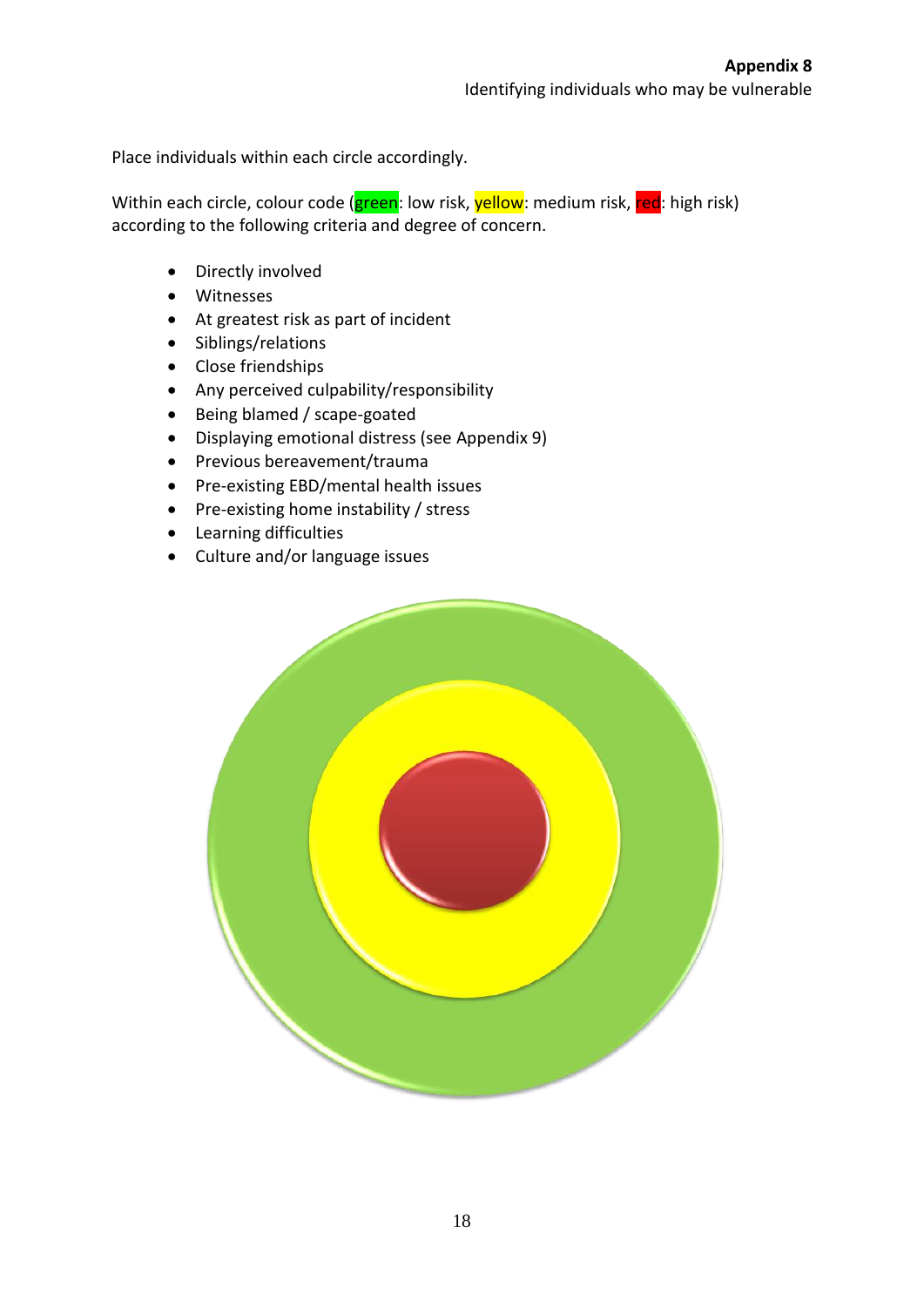**Appendix 8**

Identifying individuals who may be vulnerable

Place individuals within each circle accordingly.

Within each circle, colour code (green: low risk, yellow: medium risk, red: high risk) according to the following criteria and degree of concern.

- Directly involved
- Witnesses
- At greatest risk as part of incident
- Siblings/relations
- Close friendships
- Any perceived culpability/responsibility
- Being blamed / scape-goated
- Displaying emotional distress (see Appendix 9)
- Previous bereavement/trauma
- Pre-existing EBD/mental health issues
- Pre-existing home instability / stress
- Learning difficulties
- Culture and/or language issues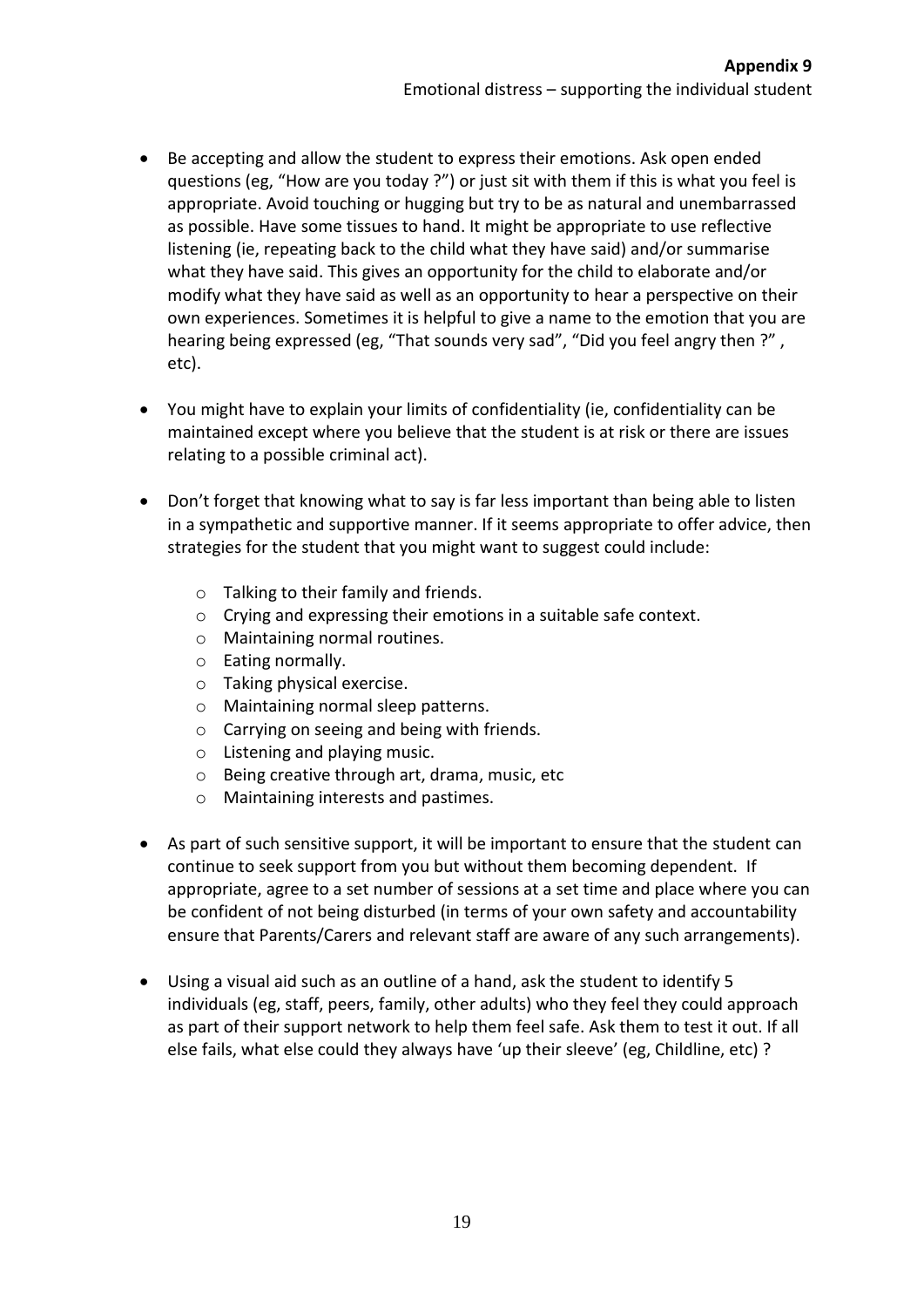**Appendix 9**

Emotional distress – supporting the individual student

- Be accepting and allow the student to express their emotions. Ask open ended questions (eg, "How are you today ?") or just sit with them if this is what you feel is appropriate. Avoid touching or hugging but try to be as natural and unembarrassed as possible. Have some tissues to hand. It might be appropriate to use reflective listening (ie, repeating back to the child what they have said) and/or summarise what they have said. This gives an opportunity for the child to elaborate and/or modify what they have said as well as an opportunity to hear a perspective on their own experiences. Sometimes it is helpful to give a name to the emotion that you are hearing being expressed (eg, "That sounds very sad", "Did you feel angry then ?" , etc).

- You might have to explain your limits of confidentiality (ie, confidentiality can be maintained except where you believe that the student is at risk or there are issues relating to a possible criminal act).

- Don't forget that knowing what to say is far less important than being able to listen in a sympathetic and supportive manner. If it seems appropriate to offer advice, then strategies for the student that you might want to suggest could include:
    - Talking to their family and friends.
    - Crying and expressing their emotions in a suitable safe context.
    - Maintaining normal routines.
    - Eating normally.
    - Taking physical exercise.
    - Maintaining normal sleep patterns.
    - Carrying on seeing and being with friends.
    - Listening and playing music.
    - Being creative through art, drama, music, etc
    - Maintaining interests and pastimes.

- As part of such sensitive support, it will be important to ensure that the student can continue to seek support from you but without them becoming dependent. If appropriate, agree to a set number of sessions at a set time and place where you can be confident of not being disturbed (in terms of your own safety and accountability ensure that Parents/Carers and relevant staff are aware of any such arrangements).

- Using a visual aid such as an outline of a hand, ask the student to identify 5 individuals (eg, staff, peers, family, other adults) who they feel they could approach as part of their support network to help them feel safe. Ask them to test it out. If all else fails, what else could they always have 'up their sleeve' (eg, Childline, etc) ?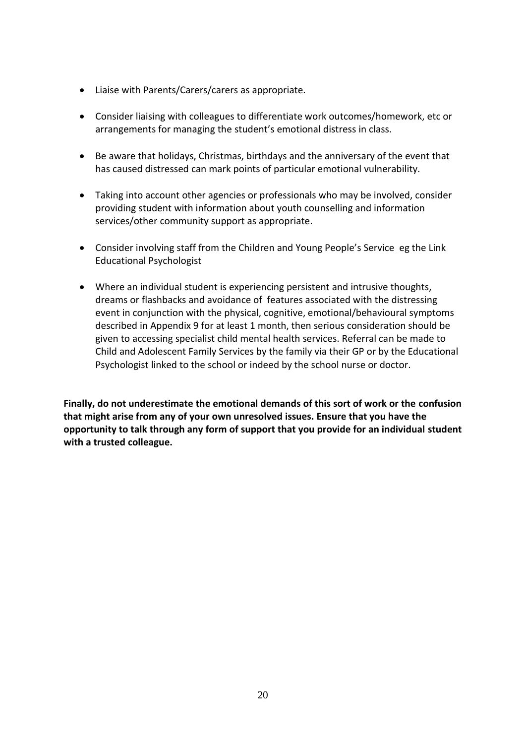- Liaise with Parents/Carers/carers as appropriate.

- Consider liaising with colleagues to differentiate work outcomes/homework, etc or arrangements for managing the student's emotional distress in class.

- Be aware that holidays, Christmas, birthdays and the anniversary of the event that has caused distressed can mark points of particular emotional vulnerability.

- Taking into account other agencies or professionals who may be involved, consider providing student with information about youth counselling and information services/other community support as appropriate.

- Consider involving staff from the Children and Young People's Service eg the Link Educational Psychologist

- Where an individual student is experiencing persistent and intrusive thoughts, dreams or flashbacks and avoidance of features associated with the distressing event in conjunction with the physical, cognitive, emotional/behavioural symptoms described in Appendix 9 for at least 1 month, then serious consideration should be given to accessing specialist child mental health services. Referral can be made to Child and Adolescent Family Services by the family via their GP or by the Educational Psychologist linked to the school or indeed by the school nurse or doctor.

**Finally, do not underestimate the emotional demands of this sort of work or the confusion that might arise from any of your own unresolved issues. Ensure that you have the opportunity to talk through any form of support that you provide for an individual student with a trusted colleague.**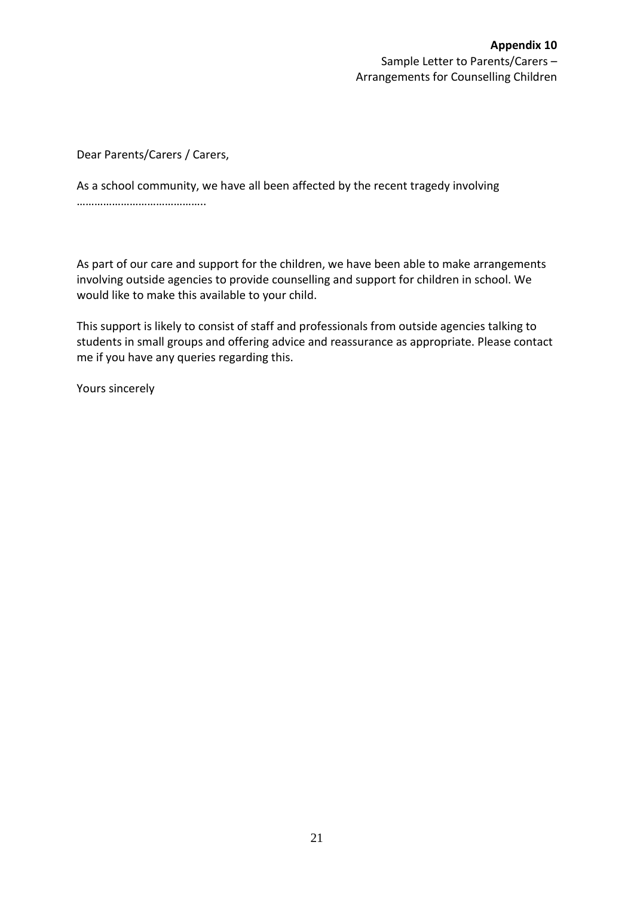**Appendix 10**
Sample Letter to Parents/Carers –
Arrangements for Counselling Children

Dear Parents/Carers / Carers,

As a school community, we have all been affected by the recent tragedy involving ……………………………………..

As part of our care and support for the children, we have been able to make arrangements involving outside agencies to provide counselling and support for children in school. We would like to make this available to your child.

This support is likely to consist of staff and professionals from outside agencies talking to students in small groups and offering advice and reassurance as appropriate. Please contact me if you have any queries regarding this.

Yours sincerely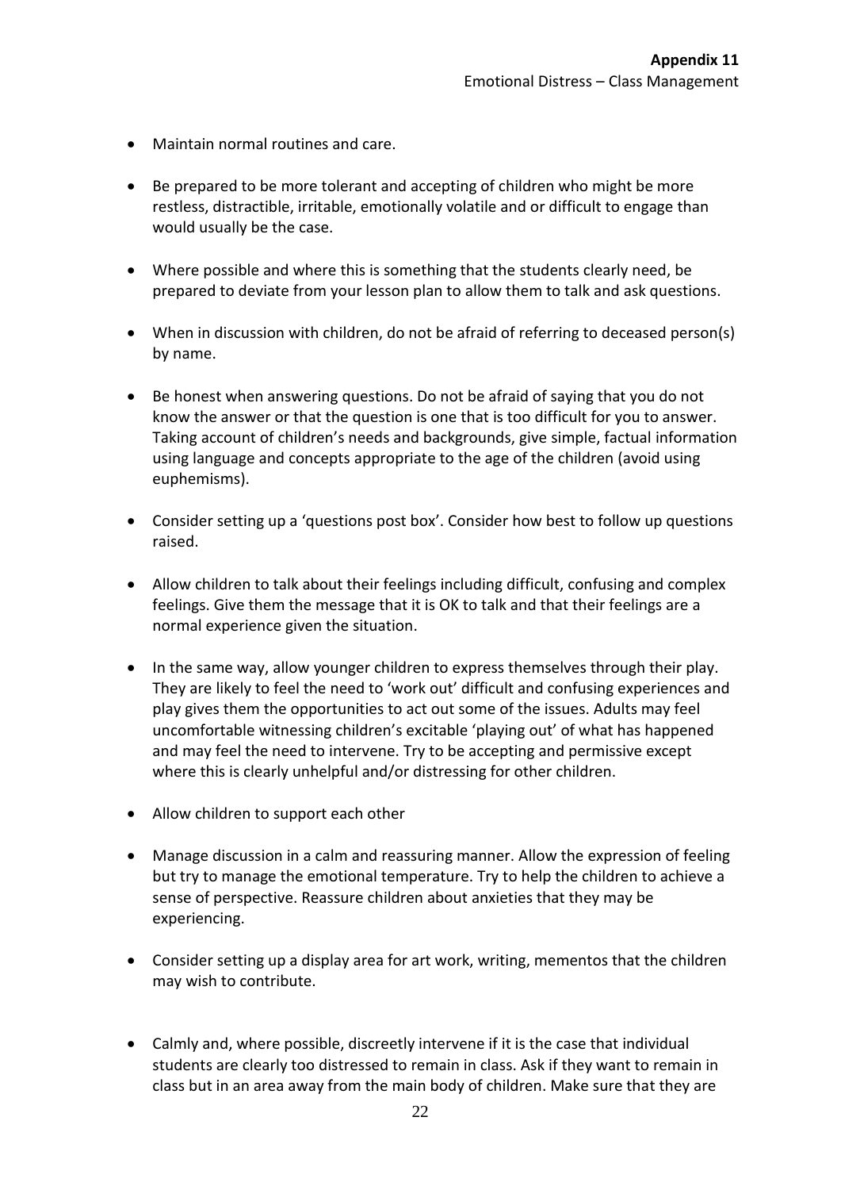**Appendix 11**

Emotional Distress – Class Management

- Maintain normal routines and care.

- Be prepared to be more tolerant and accepting of children who might be more restless, distractible, irritable, emotionally volatile and or difficult to engage than would usually be the case.

- Where possible and where this is something that the students clearly need, be prepared to deviate from your lesson plan to allow them to talk and ask questions.

- When in discussion with children, do not be afraid of referring to deceased person(s) by name.

- Be honest when answering questions. Do not be afraid of saying that you do not know the answer or that the question is one that is too difficult for you to answer. Taking account of children's needs and backgrounds, give simple, factual information using language and concepts appropriate to the age of the children (avoid using euphemisms).

- Consider setting up a 'questions post box'. Consider how best to follow up questions raised.

- Allow children to talk about their feelings including difficult, confusing and complex feelings. Give them the message that it is OK to talk and that their feelings are a normal experience given the situation.

- In the same way, allow younger children to express themselves through their play. They are likely to feel the need to 'work out' difficult and confusing experiences and play gives them the opportunities to act out some of the issues. Adults may feel uncomfortable witnessing children's excitable 'playing out' of what has happened and may feel the need to intervene. Try to be accepting and permissive except where this is clearly unhelpful and/or distressing for other children.

- Allow children to support each other

- Manage discussion in a calm and reassuring manner. Allow the expression of feeling but try to manage the emotional temperature. Try to help the children to achieve a sense of perspective. Reassure children about anxieties that they may be experiencing.

- Consider setting up a display area for art work, writing, mementos that the children may wish to contribute.

- Calmly and, where possible, discreetly intervene if it is the case that individual students are clearly too distressed to remain in class. Ask if they want to remain in class but in an area away from the main body of children. Make sure that they are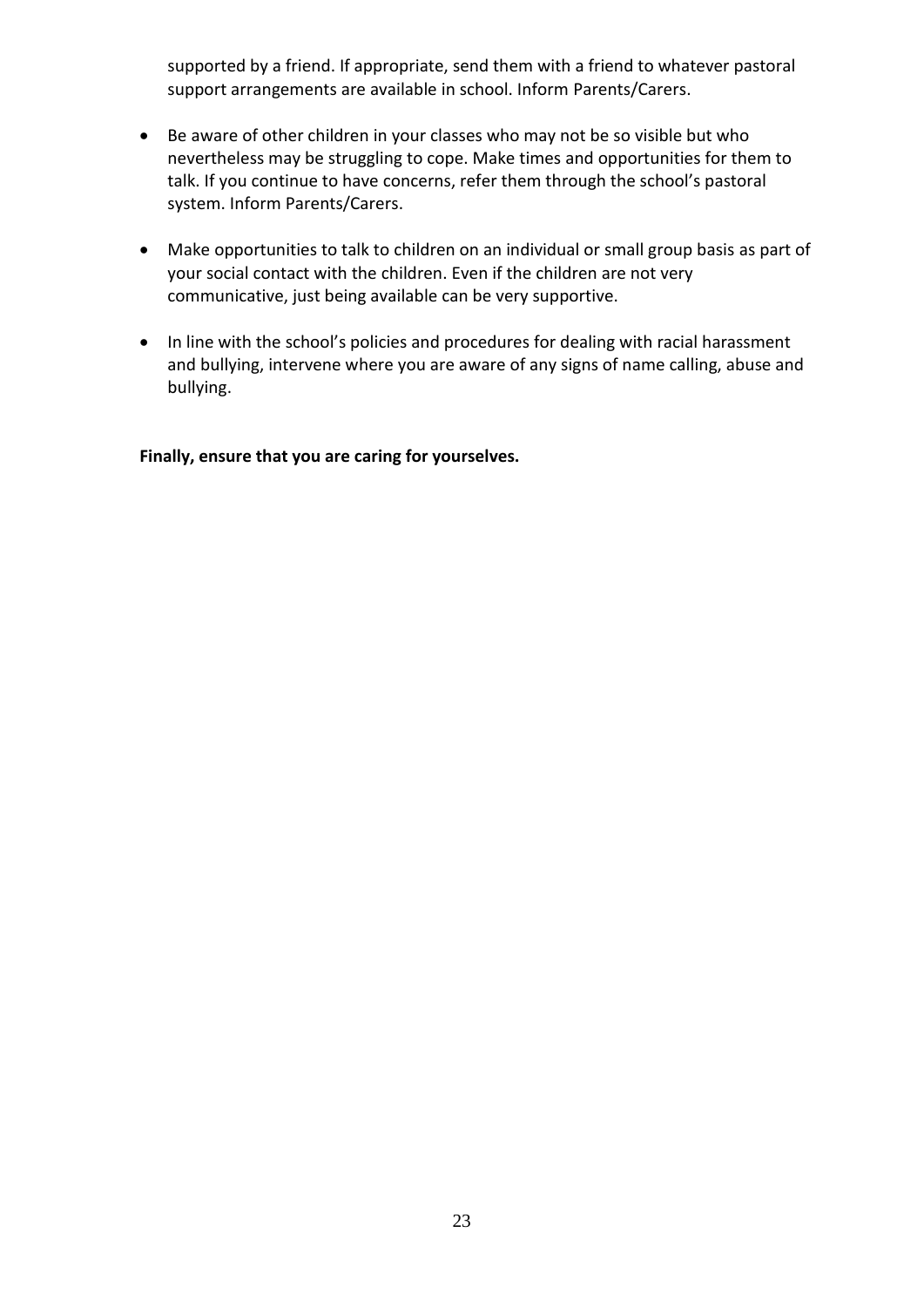supported by a friend. If appropriate, send them with a friend to whatever pastoral support arrangements are available in school. Inform Parents/Carers.

- Be aware of other children in your classes who may not be so visible but who nevertheless may be struggling to cope. Make times and opportunities for them to talk. If you continue to have concerns, refer them through the school's pastoral system. Inform Parents/Carers.
- Make opportunities to talk to children on an individual or small group basis as part of your social contact with the children. Even if the children are not very communicative, just being available can be very supportive.
- In line with the school's policies and procedures for dealing with racial harassment and bullying, intervene where you are aware of any signs of name calling, abuse and bullying.

**Finally, ensure that you are caring for yourselves.**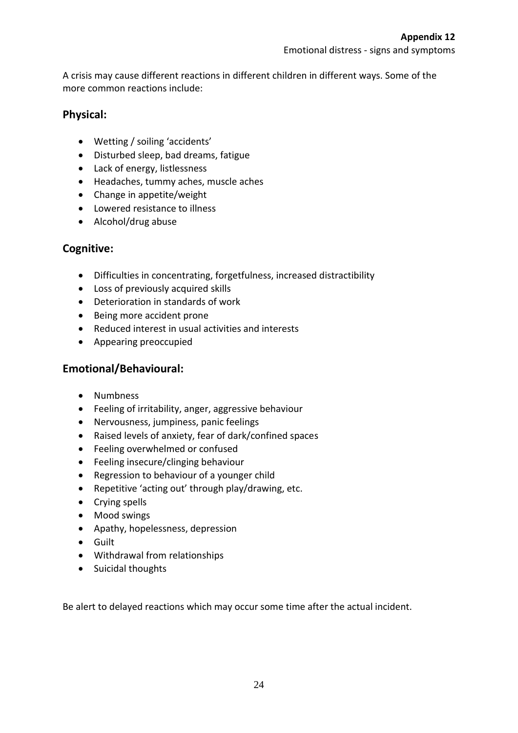**Appendix 12**

Emotional distress - signs and symptoms

A crisis may cause different reactions in different children in different ways. Some of the more common reactions include:

## Physical:

- Wetting / soiling 'accidents'
- Disturbed sleep, bad dreams, fatigue
- Lack of energy, listlessness
- Headaches, tummy aches, muscle aches
- Change in appetite/weight
- Lowered resistance to illness
- Alcohol/drug abuse

## Cognitive:

- Difficulties in concentrating, forgetfulness, increased distractibility
- Loss of previously acquired skills
- Deterioration in standards of work
- Being more accident prone
- Reduced interest in usual activities and interests
- Appearing preoccupied

## Emotional/Behavioural:

- Numbness
- Feeling of irritability, anger, aggressive behaviour
- Nervousness, jumpiness, panic feelings
- Raised levels of anxiety, fear of dark/confined spaces
- Feeling overwhelmed or confused
- Feeling insecure/clinging behaviour
- Regression to behaviour of a younger child
- Repetitive 'acting out' through play/drawing, etc.
- Crying spells
- Mood swings
- Apathy, hopelessness, depression
- Guilt
- Withdrawal from relationships
- Suicidal thoughts

Be alert to delayed reactions which may occur some time after the actual incident.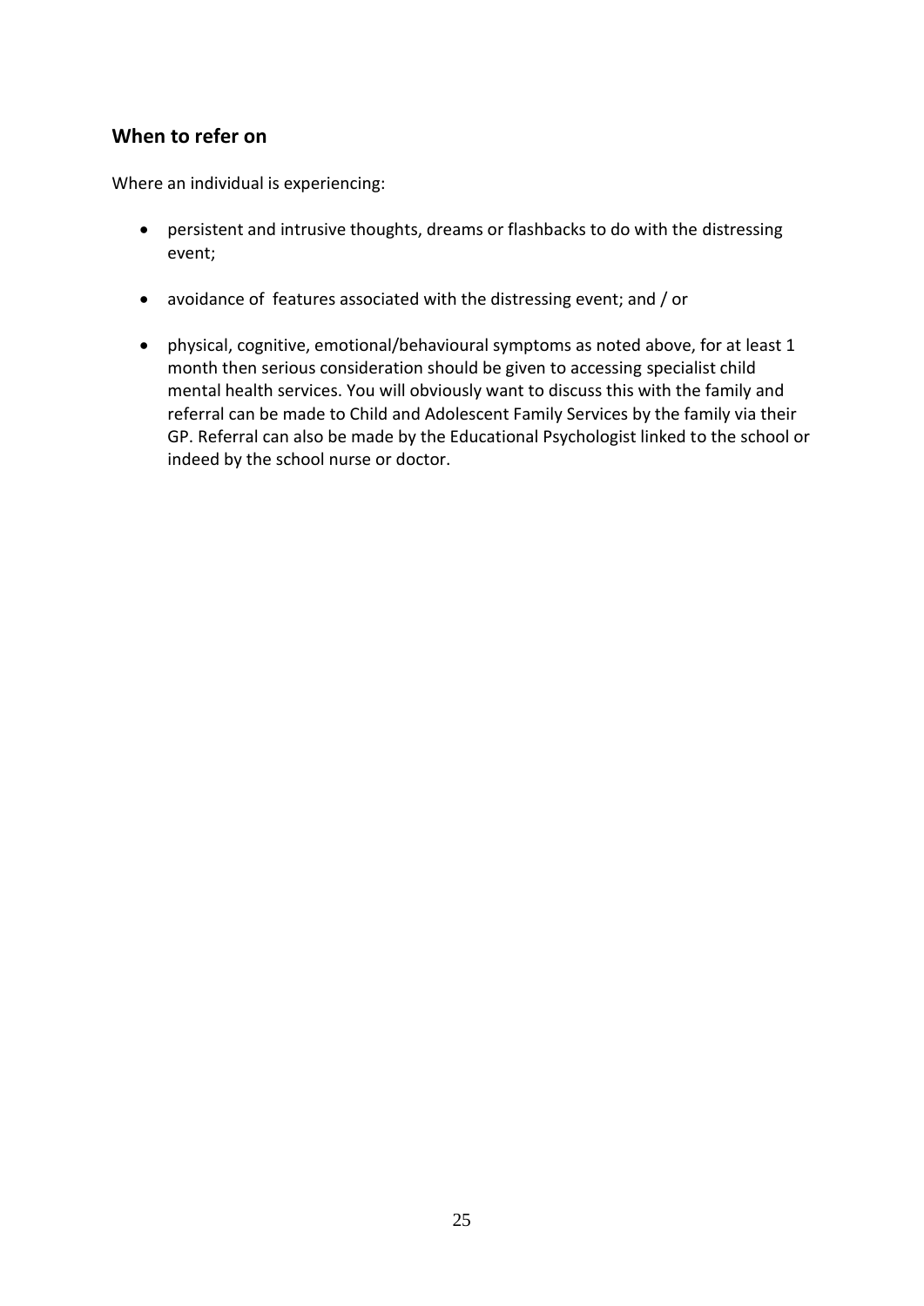## When to refer on

Where an individual is experiencing:

- persistent and intrusive thoughts, dreams or flashbacks to do with the distressing event;
- avoidance of features associated with the distressing event; and / or
- physical, cognitive, emotional/behavioural symptoms as noted above, for at least 1 month then serious consideration should be given to accessing specialist child mental health services. You will obviously want to discuss this with the family and referral can be made to Child and Adolescent Family Services by the family via their GP. Referral can also be made by the Educational Psychologist linked to the school or indeed by the school nurse or doctor.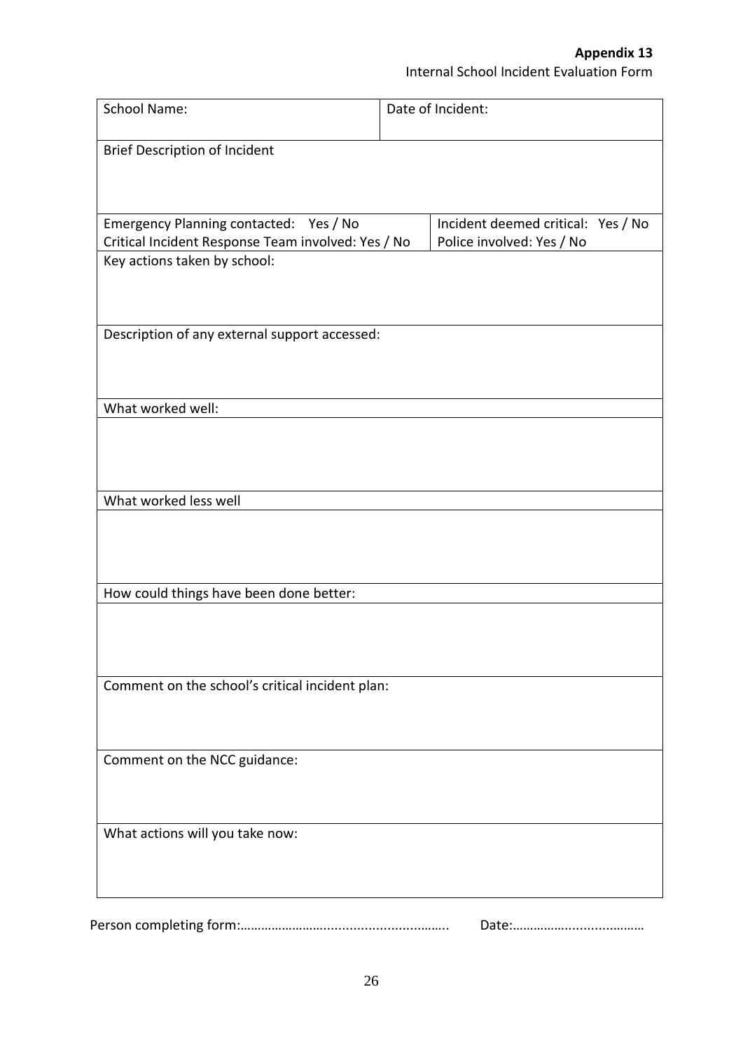**Appendix 13**

Internal School Incident Evaluation Form

| School Name: | Date of Incident: |
|---|---|
| Brief Description of Incident | |
| Emergency Planning contacted: Yes / No<br>Critical Incident Response Team involved: Yes / No | Incident deemed critical: Yes / No<br>Police involved: Yes / No |
| Key actions taken by school: | |
| Description of any external support accessed: | |
| What worked well: | |
| | |
| What worked less well | |
| | |
| How could things have been done better: | |
| | |
| Comment on the school's critical incident plan: | |
| Comment on the NCC guidance: | |
| What actions will you take now: | |

Person completing form:……………………............................……. Date:………………...................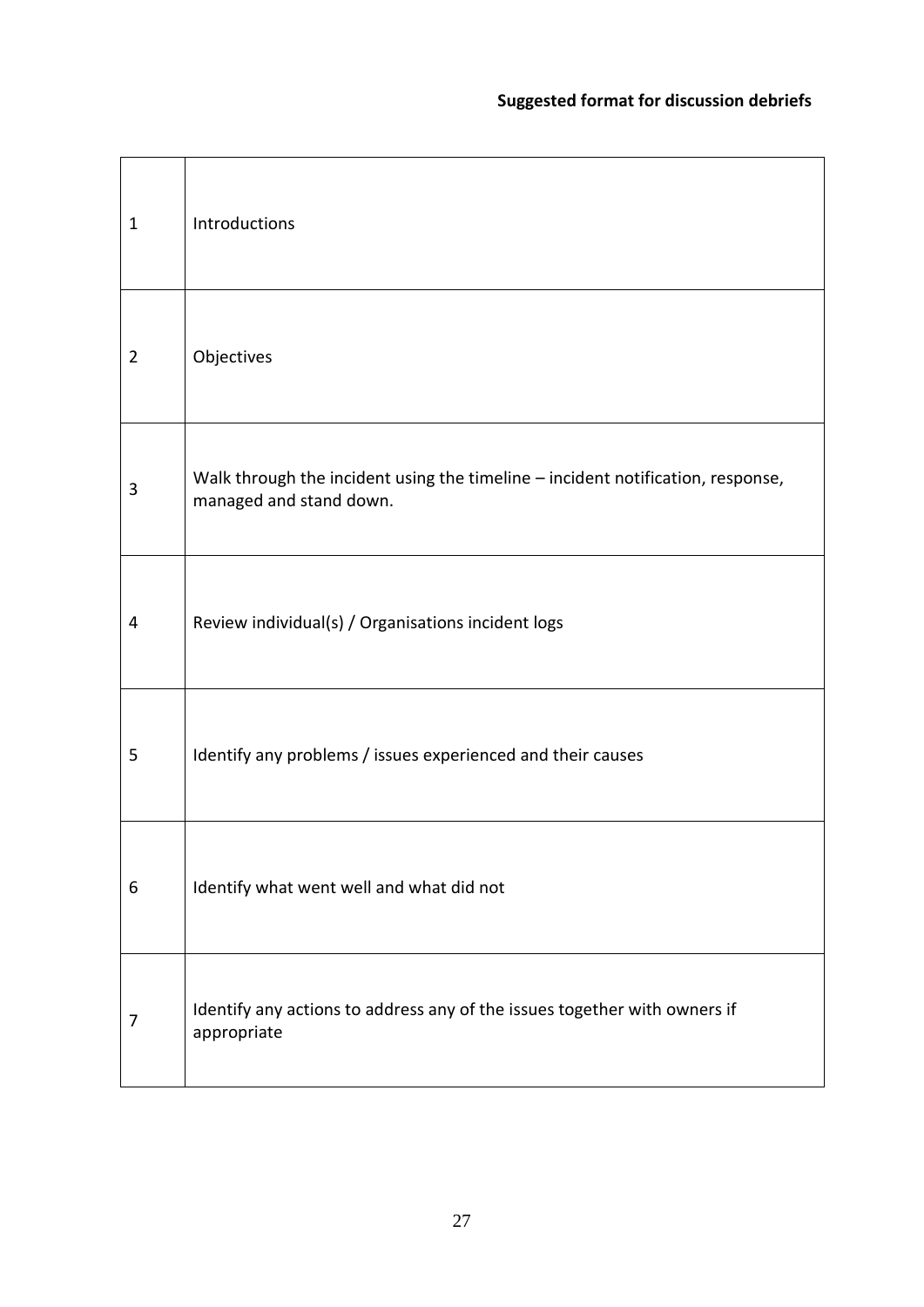**Suggested format for discussion debriefs**

| | |
|---|---|
| 1 | Introductions |
| 2 | Objectives |
| 3 | Walk through the incident using the timeline – incident notification, response, managed and stand down. |
| 4 | Review individual(s) / Organisations incident logs |
| 5 | Identify any problems / issues experienced and their causes |
| 6 | Identify what went well and what did not |
| 7 | Identify any actions to address any of the issues together with owners if appropriate |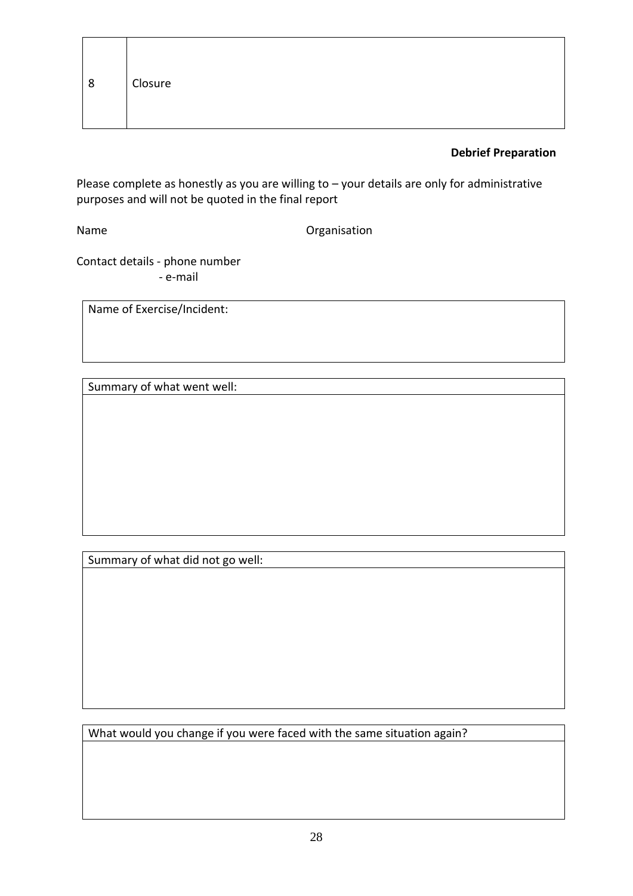| 8 | Closure |
|---|---|

**Debrief Preparation**

Please complete as honestly as you are willing to – your details are only for administrative purposes and will not be quoted in the final report

Name                                        Organisation

Contact details - phone number
                    - e-mail

| Name of Exercise/Incident: |
|---|
| |

| Summary of what went well: |
|---|
| |

| Summary of what did not go well: |
|---|
| |

| What would you change if you were faced with the same situation again? |
|---|
| |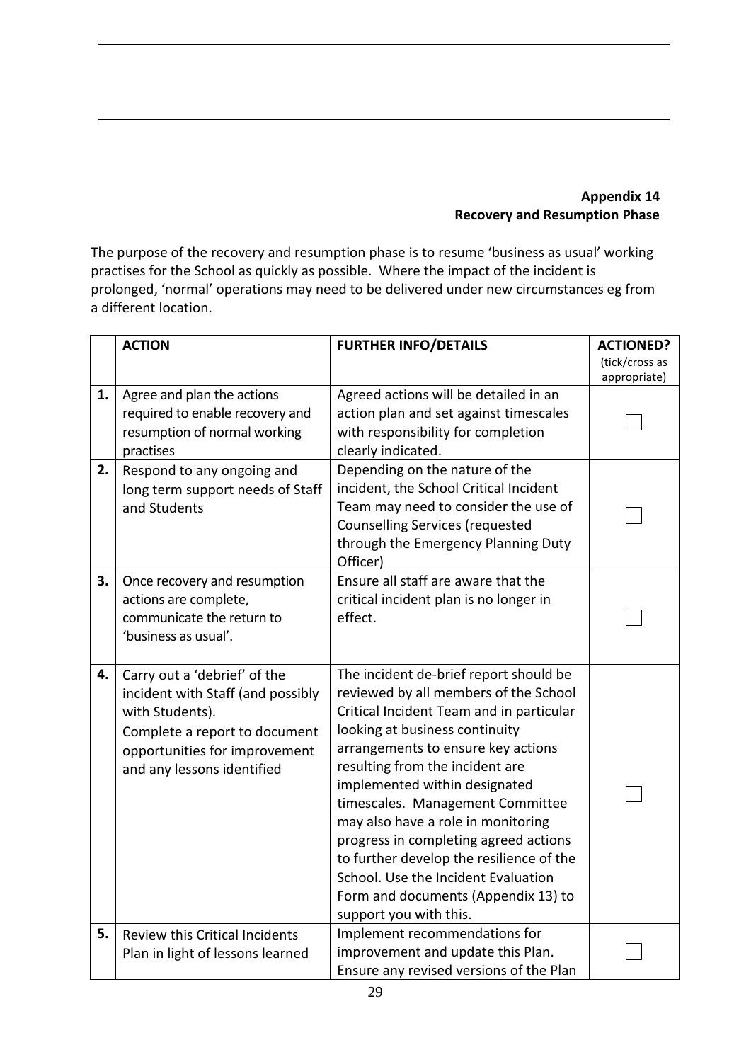**Appendix 14**
**Recovery and Resumption Phase**

The purpose of the recovery and resumption phase is to resume 'business as usual' working practises for the School as quickly as possible. Where the impact of the incident is prolonged, 'normal' operations may need to be delivered under new circumstances eg from a different location.

| | ACTION | FURTHER INFO/DETAILS | ACTIONED? (tick/cross as appropriate) |
|---|---|---|---|
| 1. | Agree and plan the actions required to enable recovery and resumption of normal working practises | Agreed actions will be detailed in an action plan and set against timescales with responsibility for completion clearly indicated. | ☐ |
| 2. | Respond to any ongoing and long term support needs of Staff and Students | Depending on the nature of the incident, the School Critical Incident Team may need to consider the use of Counselling Services (requested through the Emergency Planning Duty Officer) | ☐ |
| 3. | Once recovery and resumption actions are complete, communicate the return to 'business as usual'. | Ensure all staff are aware that the critical incident plan is no longer in effect. | ☐ |
| 4. | Carry out a 'debrief' of the incident with Staff (and possibly with Students). Complete a report to document opportunities for improvement and any lessons identified | The incident de-brief report should be reviewed by all members of the School Critical Incident Team and in particular looking at business continuity arrangements to ensure key actions resulting from the incident are implemented within designated timescales. Management Committee may also have a role in monitoring progress in completing agreed actions to further develop the resilience of the School. Use the Incident Evaluation Form and documents (Appendix 13) to support you with this. | ☐ |
| 5. | Review this Critical Incidents Plan in light of lessons learned | Implement recommendations for improvement and update this Plan. Ensure any revised versions of the Plan | ☐ |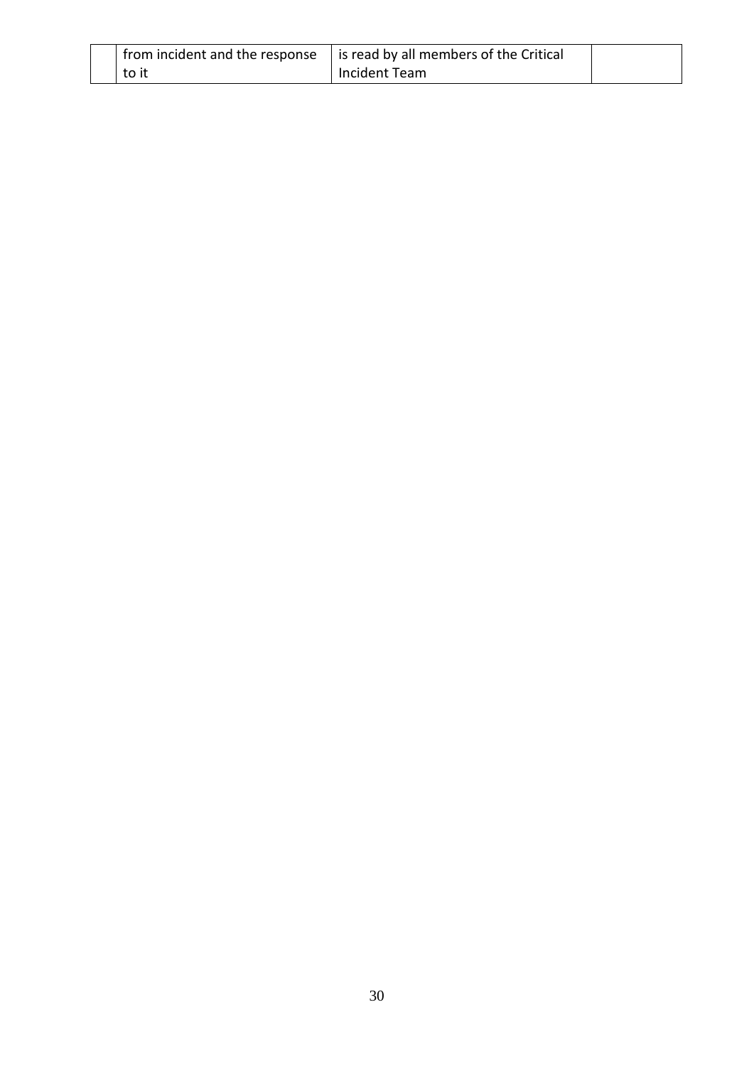|  | from incident and the response to it | is read by all members of the Critical Incident Team |  |
|---|---|---|---|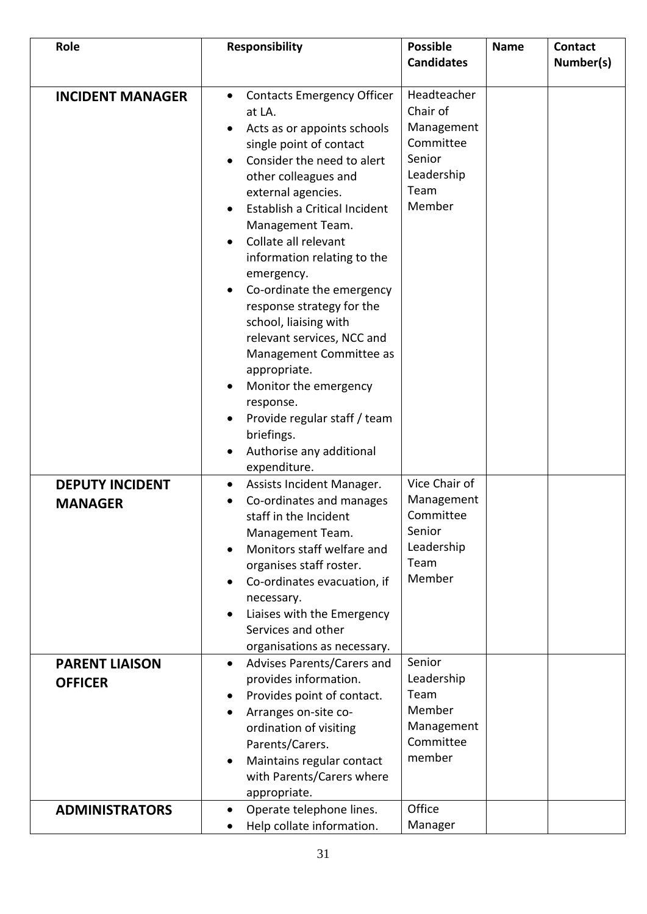| Role | Responsibility | Possible Candidates | Name | Contact Number(s) |
|---|---|---|---|---|
| **INCIDENT MANAGER** | • Contacts Emergency Officer at LA.<br>• Acts as or appoints schools single point of contact<br>• Consider the need to alert other colleagues and external agencies.<br>• Establish a Critical Incident Management Team.<br>• Collate all relevant information relating to the emergency.<br>• Co-ordinate the emergency response strategy for the school, liaising with relevant services, NCC and Management Committee as appropriate.<br>• Monitor the emergency response.<br>• Provide regular staff / team briefings.<br>• Authorise any additional expenditure. | Headteacher<br>Chair of Management Committee<br>Senior Leadership Team Member | | |
| **DEPUTY INCIDENT MANAGER** | • Assists Incident Manager.<br>• Co-ordinates and manages staff in the Incident Management Team.<br>• Monitors staff welfare and organises staff roster.<br>• Co-ordinates evacuation, if necessary.<br>• Liaises with the Emergency Services and other organisations as necessary. | Vice Chair of Management Committee<br>Senior Leadership Team Member | | |
| **PARENT LIAISON OFFICER** | • Advises Parents/Carers and provides information.<br>• Provides point of contact.<br>• Arranges on-site co-ordination of visiting Parents/Carers.<br>• Maintains regular contact with Parents/Carers where appropriate. | Senior Leadership Team Member<br>Management Committee member | | |
| **ADMINISTRATORS** | • Operate telephone lines.<br>• Help collate information. | Office Manager | | |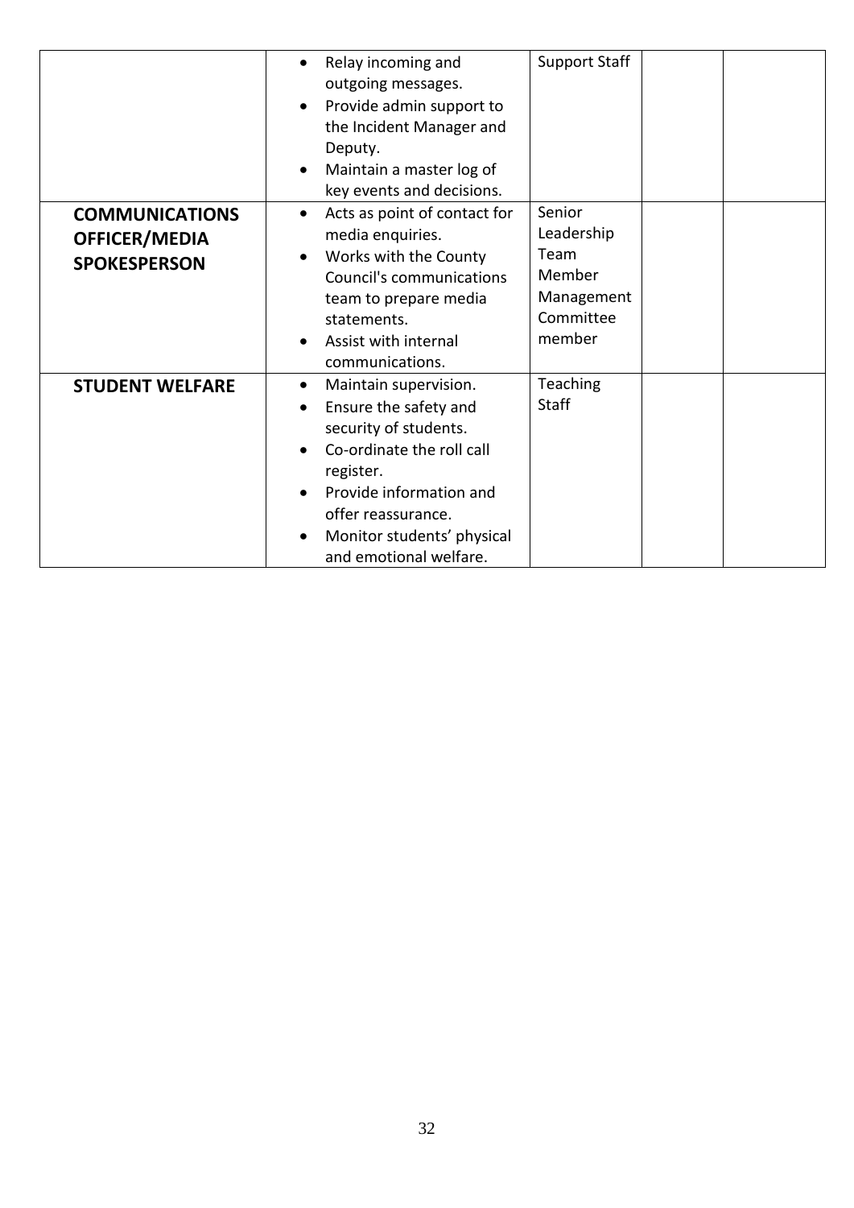| | | | | |
|---|---|---|---|---|
| | • Relay incoming and outgoing messages.<br>• Provide admin support to the Incident Manager and Deputy.<br>• Maintain a master log of key events and decisions. | Support Staff | | |
| **COMMUNICATIONS OFFICER/MEDIA SPOKESPERSON** | • Acts as point of contact for media enquiries.<br>• Works with the County Council's communications team to prepare media statements.<br>• Assist with internal communications. | Senior Leadership Team Member Management Committee member | | |
| **STUDENT WELFARE** | • Maintain supervision.<br>• Ensure the safety and security of students.<br>• Co-ordinate the roll call register.<br>• Provide information and offer reassurance.<br>• Monitor students' physical and emotional welfare. | Teaching Staff | | |